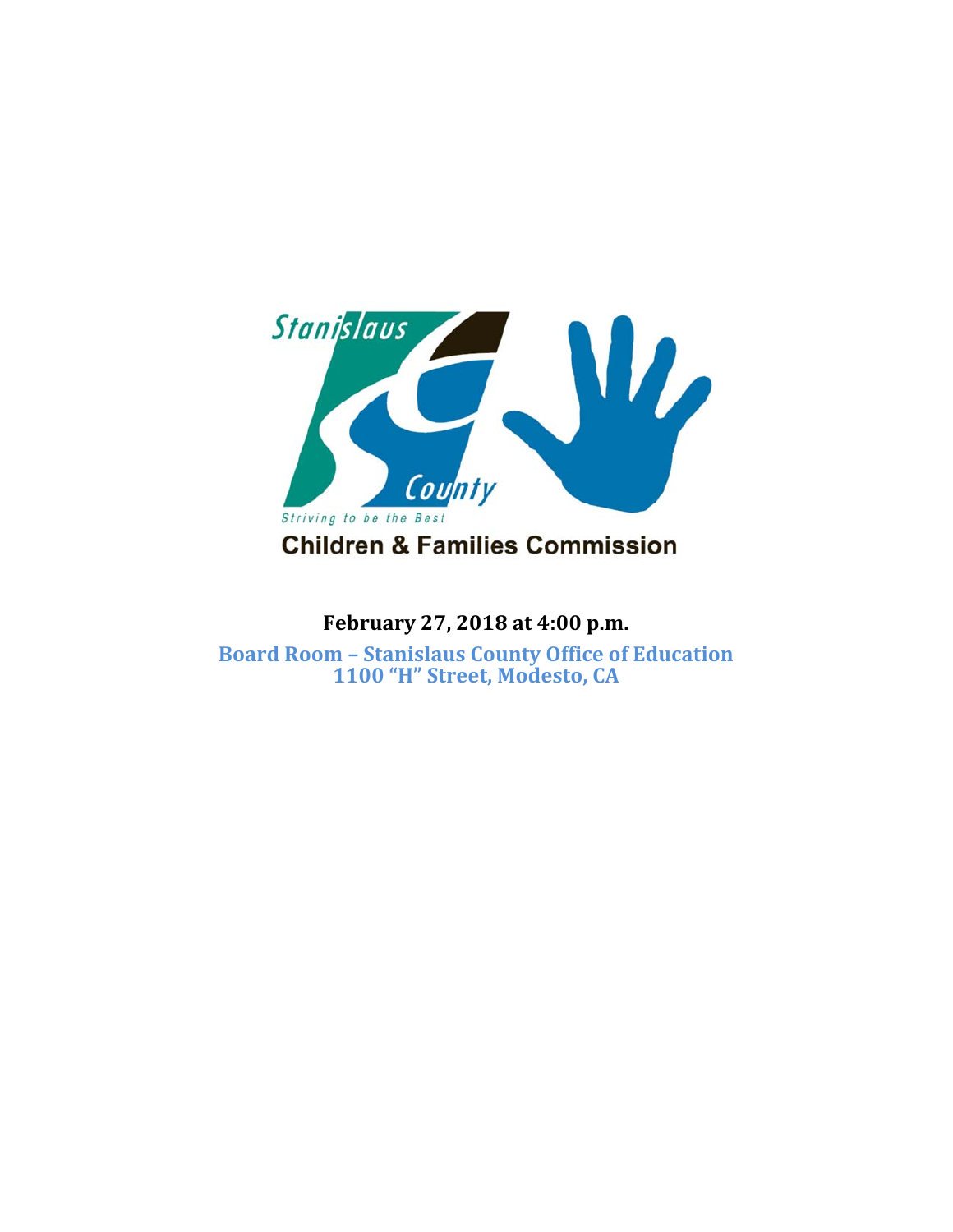Stanislaus County

Striving to be the Best

**Children & Families Commission**

**February 27, 2018 at 4:00 p.m.**

**Board Room – Stanislaus County Office of Education**
**1100 "H" Street, Modesto, CA**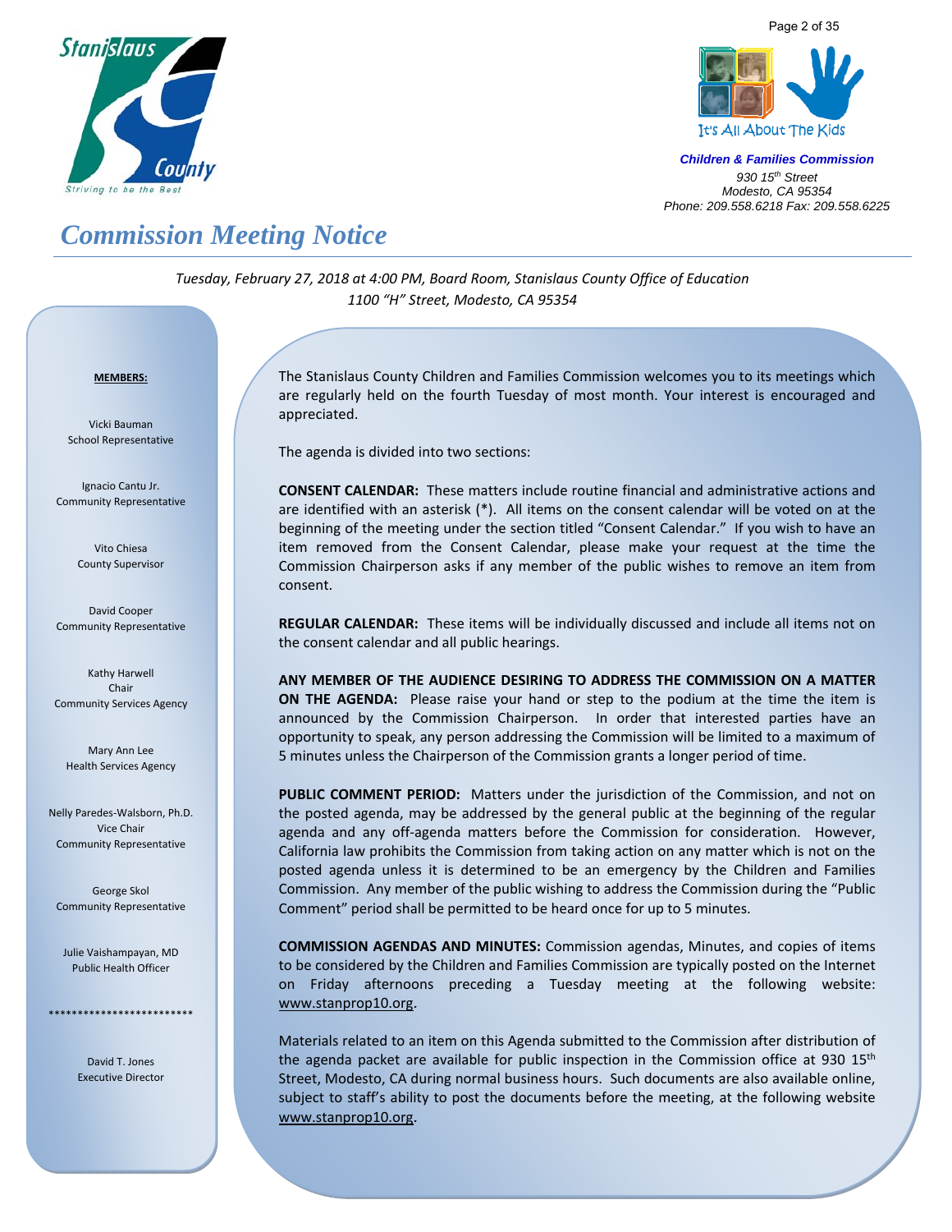**Children & Families Commission**
*930 15th Street*
*Modesto, CA 95354*
*Phone: 209.558.6218 Fax: 209.558.6225*

# Commission Meeting Notice

*Tuesday, February 27, 2018 at 4:00 PM, Board Room, Stanislaus County Office of Education*
*1100 "H" Street, Modesto, CA 95354*

**MEMBERS:**

Vicki Bauman
School Representative

Ignacio Cantu Jr.
Community Representative

Vito Chiesa
County Supervisor

David Cooper
Community Representative

Kathy Harwell
Chair
Community Services Agency

Mary Ann Lee
Health Services Agency

Nelly Paredes-Walsborn, Ph.D.
Vice Chair
Community Representative

George Skol
Community Representative

Julie Vaishampayan, MD
Public Health Officer

*************************

David T. Jones
Executive Director

The Stanislaus County Children and Families Commission welcomes you to its meetings which are regularly held on the fourth Tuesday of most month. Your interest is encouraged and appreciated.

The agenda is divided into two sections:

**CONSENT CALENDAR:** These matters include routine financial and administrative actions and are identified with an asterisk (*). All items on the consent calendar will be voted on at the beginning of the meeting under the section titled "Consent Calendar." If you wish to have an item removed from the Consent Calendar, please make your request at the time the Commission Chairperson asks if any member of the public wishes to remove an item from consent.

**REGULAR CALENDAR:** These items will be individually discussed and include all items not on the consent calendar and all public hearings.

**ANY MEMBER OF THE AUDIENCE DESIRING TO ADDRESS THE COMMISSION ON A MATTER ON THE AGENDA:** Please raise your hand or step to the podium at the time the item is announced by the Commission Chairperson. In order that interested parties have an opportunity to speak, any person addressing the Commission will be limited to a maximum of 5 minutes unless the Chairperson of the Commission grants a longer period of time.

**PUBLIC COMMENT PERIOD:** Matters under the jurisdiction of the Commission, and not on the posted agenda, may be addressed by the general public at the beginning of the regular agenda and any off-agenda matters before the Commission for consideration. However, California law prohibits the Commission from taking action on any matter which is not on the posted agenda unless it is determined to be an emergency by the Children and Families Commission. Any member of the public wishing to address the Commission during the "Public Comment" period shall be permitted to be heard once for up to 5 minutes.

**COMMISSION AGENDAS AND MINUTES:** Commission agendas, Minutes, and copies of items to be considered by the Children and Families Commission are typically posted on the Internet on Friday afternoons preceding a Tuesday meeting at the following website: www.stanprop10.org.

Materials related to an item on this Agenda submitted to the Commission after distribution of the agenda packet are available for public inspection in the Commission office at 930 15th Street, Modesto, CA during normal business hours. Such documents are also available online, subject to staff's ability to post the documents before the meeting, at the following website www.stanprop10.org.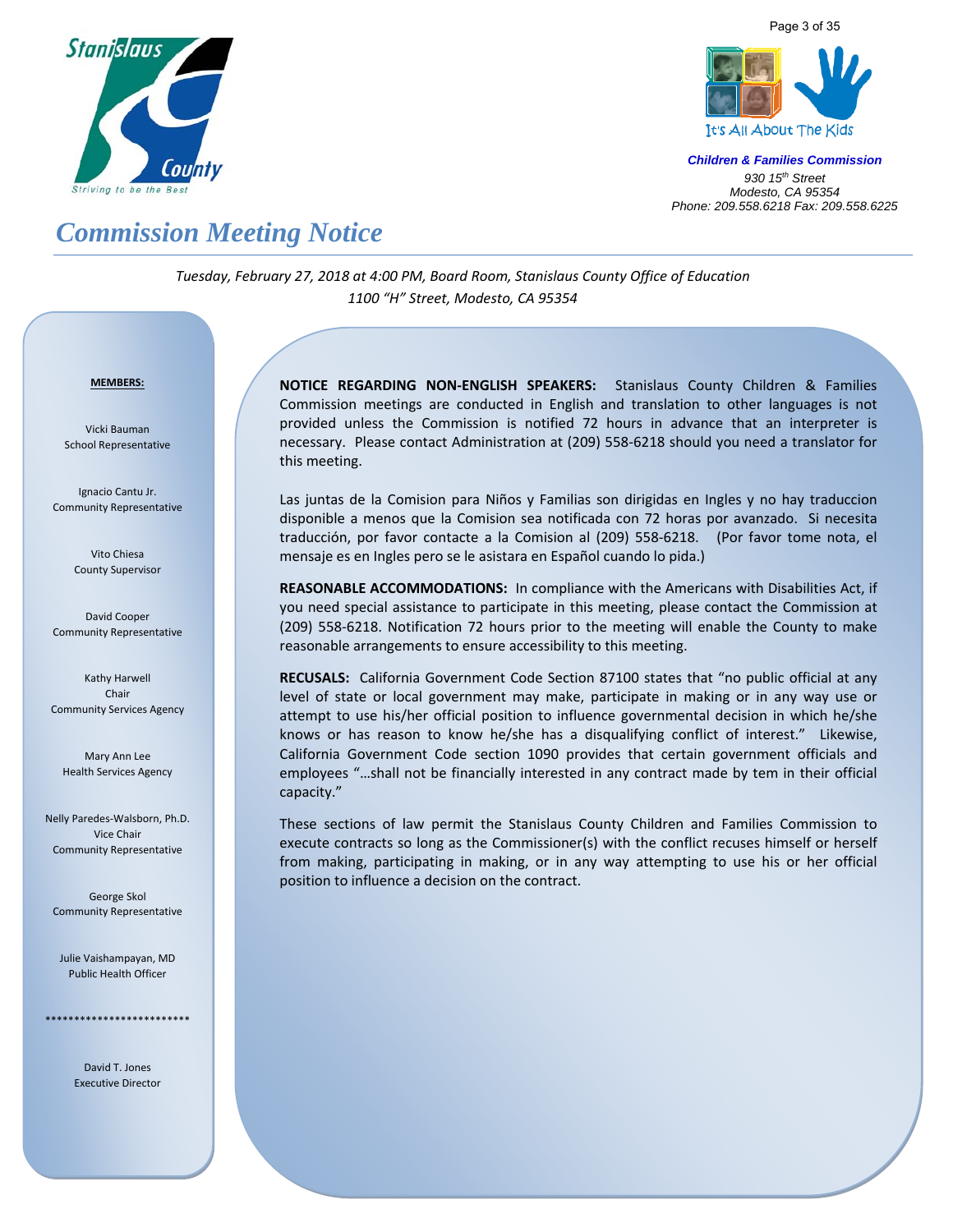Stanislaus County
*Striving to be the Best*

It's All About The Kids

***Children & Families Commission***
*930 15th Street*
*Modesto, CA 95354*
*Phone: 209.558.6218 Fax: 209.558.6225*

# *Commission Meeting Notice*

*Tuesday, February 27, 2018 at 4:00 PM, Board Room, Stanislaus County Office of Education*
*1100 "H" Street, Modesto, CA 95354*

**MEMBERS:**

Vicki Bauman
School Representative

Ignacio Cantu Jr.
Community Representative

Vito Chiesa
County Supervisor

David Cooper
Community Representative

Kathy Harwell
Chair
Community Services Agency

Mary Ann Lee
Health Services Agency

Nelly Paredes-Walsborn, Ph.D.
Vice Chair
Community Representative

George Skol
Community Representative

Julie Vaishampayan, MD
Public Health Officer

*************************

David T. Jones
Executive Director

**NOTICE REGARDING NON-ENGLISH SPEAKERS:** Stanislaus County Children & Families Commission meetings are conducted in English and translation to other languages is not provided unless the Commission is notified 72 hours in advance that an interpreter is necessary. Please contact Administration at (209) 558-6218 should you need a translator for this meeting.

Las juntas de la Comision para Niños y Familias son dirigidas en Ingles y no hay traduccion disponible a menos que la Comision sea notificada con 72 horas por avanzado. Si necesita traducción, por favor contacte a la Comision al (209) 558-6218. (Por favor tome nota, el mensaje es en Ingles pero se le asistara en Español cuando lo pida.)

**REASONABLE ACCOMMODATIONS:** In compliance with the Americans with Disabilities Act, if you need special assistance to participate in this meeting, please contact the Commission at (209) 558-6218. Notification 72 hours prior to the meeting will enable the County to make reasonable arrangements to ensure accessibility to this meeting.

**RECUSALS:** California Government Code Section 87100 states that "no public official at any level of state or local government may make, participate in making or in any way use or attempt to use his/her official position to influence governmental decision in which he/she knows or has reason to know he/she has a disqualifying conflict of interest." Likewise, California Government Code section 1090 provides that certain government officials and employees "…shall not be financially interested in any contract made by tem in their official capacity."

These sections of law permit the Stanislaus County Children and Families Commission to execute contracts so long as the Commissioner(s) with the conflict recuses himself or herself from making, participating in making, or in any way attempting to use his or her official position to influence a decision on the contract.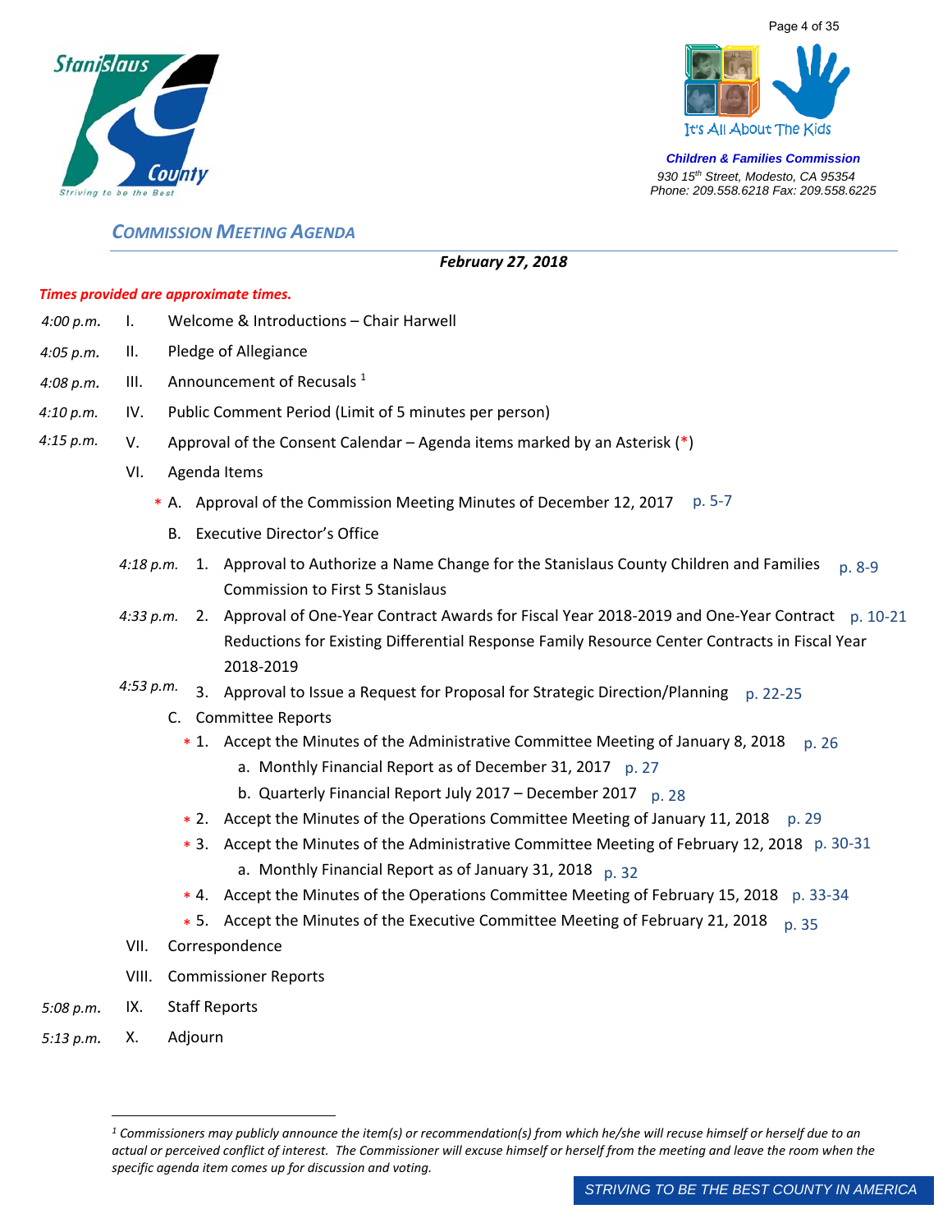Stanislaus County
Striving to be the Best

It's All About The Kids

**Children & Families Commission**
930 15th Street, Modesto, CA 95354
Phone: 209.558.6218 Fax: 209.558.6225

## COMMISSION MEETING AGENDA

***February 27, 2018***

***Times provided are approximate times.***

*4:00 p.m.* I. Welcome & Introductions – Chair Harwell

*4:05 p.m.* II. Pledge of Allegiance

*4:08 p.m.* III. Announcement of Recusals [1]

*4:10 p.m.* IV. Public Comment Period (Limit of 5 minutes per person)

*4:15 p.m.* V. Approval of the Consent Calendar – Agenda items marked by an Asterisk (*)

VI. Agenda Items

- * A. Approval of the Commission Meeting Minutes of December 12, 2017 p. 5-7
- B. Executive Director's Office
  - *4:18 p.m.* 1. Approval to Authorize a Name Change for the Stanislaus County Children and Families Commission to First 5 Stanislaus p. 8-9
  - *4:33 p.m.* 2. Approval of One-Year Contract Awards for Fiscal Year 2018-2019 and One-Year Contract Reductions for Existing Differential Response Family Resource Center Contracts in Fiscal Year 2018-2019 p. 10-21
  - *4:53 p.m.* 3. Approval to Issue a Request for Proposal for Strategic Direction/Planning p. 22-25
- C. Committee Reports
  - * 1. Accept the Minutes of the Administrative Committee Meeting of January 8, 2018 p. 26
    - a. Monthly Financial Report as of December 31, 2017 p. 27
    - b. Quarterly Financial Report July 2017 – December 2017 p. 28
  - * 2. Accept the Minutes of the Operations Committee Meeting of January 11, 2018 p. 29
  - * 3. Accept the Minutes of the Administrative Committee Meeting of February 12, 2018 p. 30-31
    - a. Monthly Financial Report as of January 31, 2018 p. 32
  - * 4. Accept the Minutes of the Operations Committee Meeting of February 15, 2018 p. 33-34
  - * 5. Accept the Minutes of the Executive Committee Meeting of February 21, 2018 p. 35

VII. Correspondence

VIII. Commissioner Reports

*5:08 p.m.* IX. Staff Reports

*5:13 p.m.* X. Adjourn

---

[1] *Commissioners may publicly announce the item(s) or recommendation(s) from which he/she will recuse himself or herself due to an actual or perceived conflict of interest. The Commissioner will excuse himself or herself from the meeting and leave the room when the specific agenda item comes up for discussion and voting.*

STRIVING TO BE THE BEST COUNTY IN AMERICA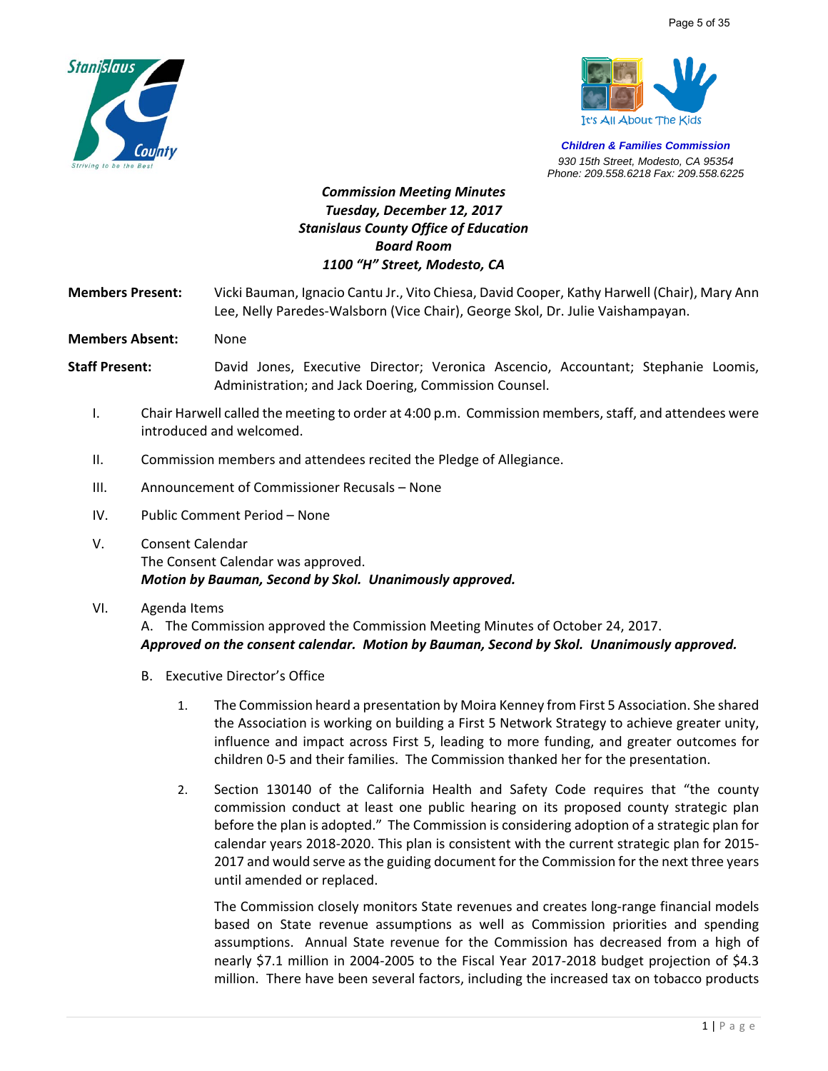**Children & Families Commission**
*930 15th Street, Modesto, CA 95354*
*Phone: 209.558.6218 Fax: 209.558.6225*

***Commission Meeting Minutes***
***Tuesday, December 12, 2017***
***Stanislaus County Office of Education***
***Board Room***
***1100 "H" Street, Modesto, CA***

**Members Present:** Vicki Bauman, Ignacio Cantu Jr., Vito Chiesa, David Cooper, Kathy Harwell (Chair), Mary Ann Lee, Nelly Paredes-Walsborn (Vice Chair), George Skol, Dr. Julie Vaishampayan.

**Members Absent:** None

**Staff Present:** David Jones, Executive Director; Veronica Ascencio, Accountant; Stephanie Loomis, Administration; and Jack Doering, Commission Counsel.

I. Chair Harwell called the meeting to order at 4:00 p.m. Commission members, staff, and attendees were introduced and welcomed.

II. Commission members and attendees recited the Pledge of Allegiance.

III. Announcement of Commissioner Recusals – None

IV. Public Comment Period – None

V. Consent Calendar
The Consent Calendar was approved.
***Motion by Bauman, Second by Skol. Unanimously approved.***

VI. Agenda Items
A. The Commission approved the Commission Meeting Minutes of October 24, 2017.
***Approved on the consent calendar. Motion by Bauman, Second by Skol. Unanimously approved.***

B. Executive Director's Office

1. The Commission heard a presentation by Moira Kenney from First 5 Association. She shared the Association is working on building a First 5 Network Strategy to achieve greater unity, influence and impact across First 5, leading to more funding, and greater outcomes for children 0-5 and their families. The Commission thanked her for the presentation.

2. Section 130140 of the California Health and Safety Code requires that "the county commission conduct at least one public hearing on its proposed county strategic plan before the plan is adopted." The Commission is considering adoption of a strategic plan for calendar years 2018-2020. This plan is consistent with the current strategic plan for 2015-2017 and would serve as the guiding document for the Commission for the next three years until amended or replaced.

   The Commission closely monitors State revenues and creates long-range financial models based on State revenue assumptions as well as Commission priorities and spending assumptions. Annual State revenue for the Commission has decreased from a high of nearly $7.1 million in 2004-2005 to the Fiscal Year 2017-2018 budget projection of $4.3 million. There have been several factors, including the increased tax on tobacco products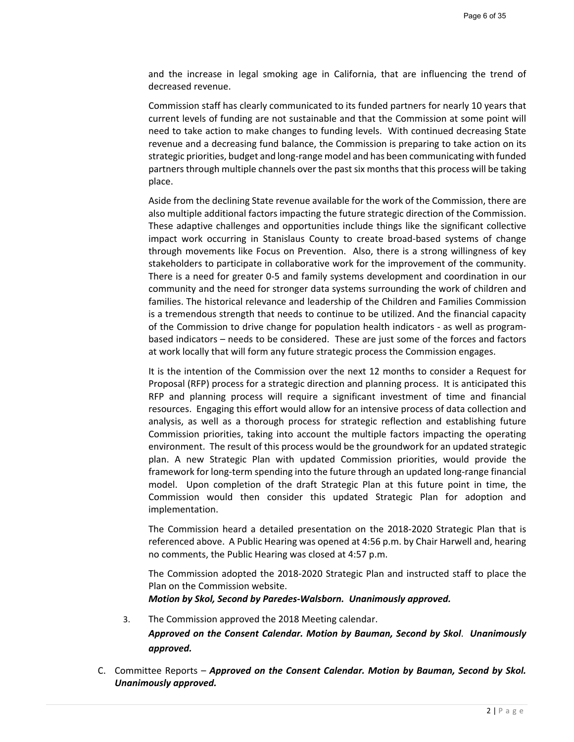and the increase in legal smoking age in California, that are influencing the trend of decreased revenue.

Commission staff has clearly communicated to its funded partners for nearly 10 years that current levels of funding are not sustainable and that the Commission at some point will need to take action to make changes to funding levels. With continued decreasing State revenue and a decreasing fund balance, the Commission is preparing to take action on its strategic priorities, budget and long-range model and has been communicating with funded partners through multiple channels over the past six months that this process will be taking place.

Aside from the declining State revenue available for the work of the Commission, there are also multiple additional factors impacting the future strategic direction of the Commission. These adaptive challenges and opportunities include things like the significant collective impact work occurring in Stanislaus County to create broad-based systems of change through movements like Focus on Prevention. Also, there is a strong willingness of key stakeholders to participate in collaborative work for the improvement of the community. There is a need for greater 0-5 and family systems development and coordination in our community and the need for stronger data systems surrounding the work of children and families. The historical relevance and leadership of the Children and Families Commission is a tremendous strength that needs to continue to be utilized. And the financial capacity of the Commission to drive change for population health indicators - as well as program-based indicators – needs to be considered. These are just some of the forces and factors at work locally that will form any future strategic process the Commission engages.

It is the intention of the Commission over the next 12 months to consider a Request for Proposal (RFP) process for a strategic direction and planning process. It is anticipated this RFP and planning process will require a significant investment of time and financial resources. Engaging this effort would allow for an intensive process of data collection and analysis, as well as a thorough process for strategic reflection and establishing future Commission priorities, taking into account the multiple factors impacting the operating environment. The result of this process would be the groundwork for an updated strategic plan. A new Strategic Plan with updated Commission priorities, would provide the framework for long-term spending into the future through an updated long-range financial model. Upon completion of the draft Strategic Plan at this future point in time, the Commission would then consider this updated Strategic Plan for adoption and implementation.

The Commission heard a detailed presentation on the 2018-2020 Strategic Plan that is referenced above. A Public Hearing was opened at 4:56 p.m. by Chair Harwell and, hearing no comments, the Public Hearing was closed at 4:57 p.m.

The Commission adopted the 2018-2020 Strategic Plan and instructed staff to place the Plan on the Commission website.
***Motion by Skol, Second by Paredes-Walsborn. Unanimously approved.***

3. The Commission approved the 2018 Meeting calendar.
   ***Approved on the Consent Calendar. Motion by Bauman, Second by Skol. Unanimously approved.***

C. Committee Reports – ***Approved on the Consent Calendar. Motion by Bauman, Second by Skol. Unanimously approved.***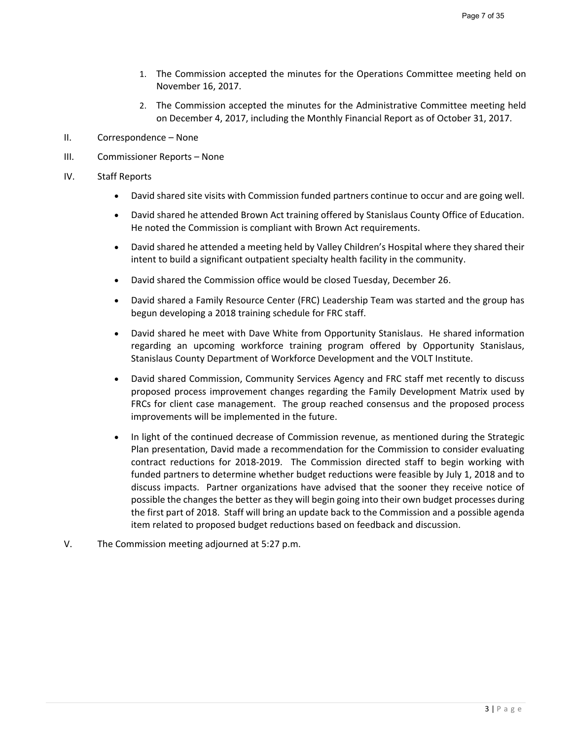1. The Commission accepted the minutes for the Operations Committee meeting held on November 16, 2017.
2. The Commission accepted the minutes for the Administrative Committee meeting held on December 4, 2017, including the Monthly Financial Report as of October 31, 2017.

II. Correspondence – None

III. Commissioner Reports – None

IV. Staff Reports

- David shared site visits with Commission funded partners continue to occur and are going well.
- David shared he attended Brown Act training offered by Stanislaus County Office of Education. He noted the Commission is compliant with Brown Act requirements.
- David shared he attended a meeting held by Valley Children's Hospital where they shared their intent to build a significant outpatient specialty health facility in the community.
- David shared the Commission office would be closed Tuesday, December 26.
- David shared a Family Resource Center (FRC) Leadership Team was started and the group has begun developing a 2018 training schedule for FRC staff.
- David shared he meet with Dave White from Opportunity Stanislaus. He shared information regarding an upcoming workforce training program offered by Opportunity Stanislaus, Stanislaus County Department of Workforce Development and the VOLT Institute.
- David shared Commission, Community Services Agency and FRC staff met recently to discuss proposed process improvement changes regarding the Family Development Matrix used by FRCs for client case management. The group reached consensus and the proposed process improvements will be implemented in the future.
- In light of the continued decrease of Commission revenue, as mentioned during the Strategic Plan presentation, David made a recommendation for the Commission to consider evaluating contract reductions for 2018-2019. The Commission directed staff to begin working with funded partners to determine whether budget reductions were feasible by July 1, 2018 and to discuss impacts. Partner organizations have advised that the sooner they receive notice of possible the changes the better as they will begin going into their own budget processes during the first part of 2018. Staff will bring an update back to the Commission and a possible agenda item related to proposed budget reductions based on feedback and discussion.

V. The Commission meeting adjourned at 5:27 p.m.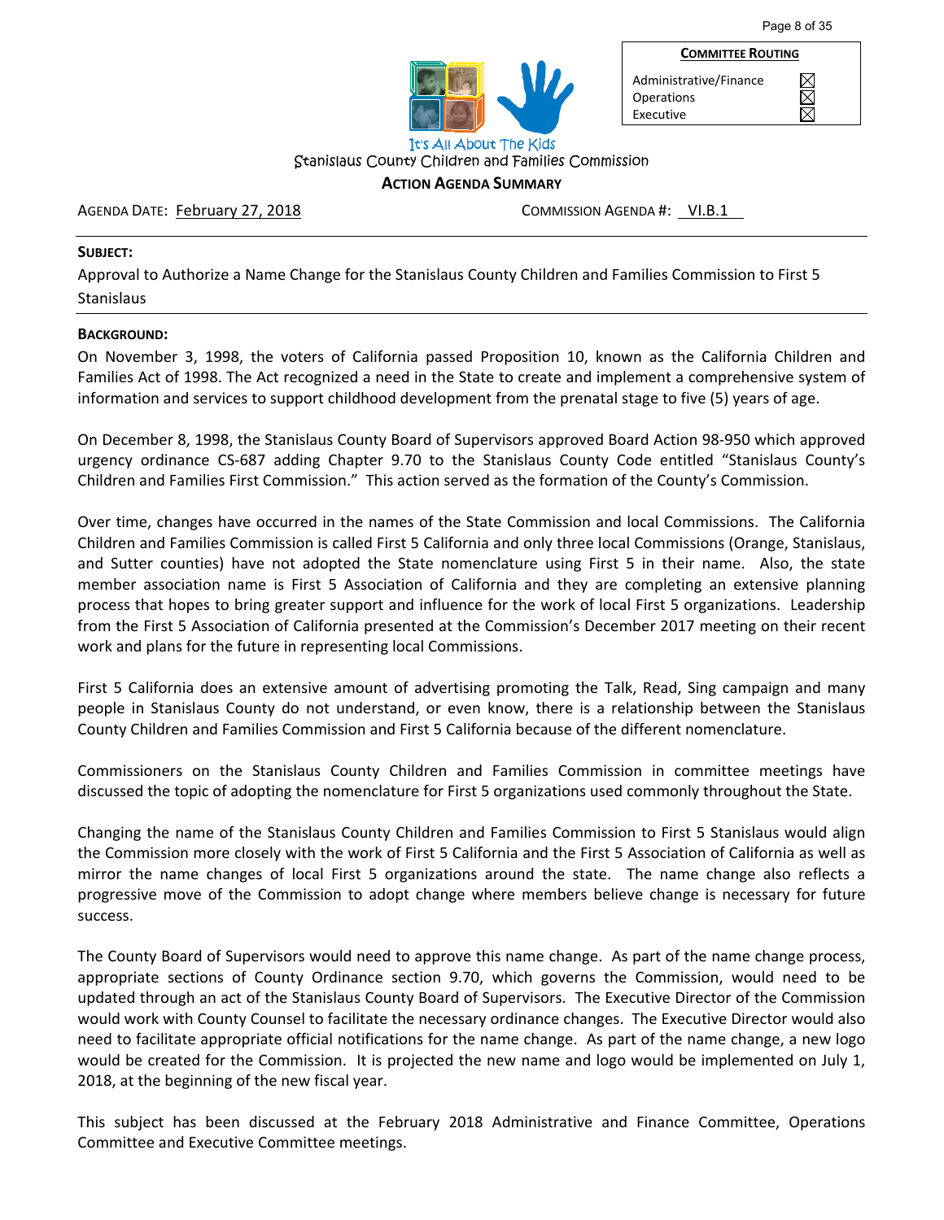| COMMITTEE ROUTING | |
|---|---|
| Administrative/Finance | ☒ |
| Operations | ☒ |
| Executive | ☒ |

It's All About The Kids

Stanislaus County Children and Families Commission

**ACTION AGENDA SUMMARY**

AGENDA DATE: February 27, 2018 COMMISSION AGENDA #: VI.B.1

**SUBJECT:**

Approval to Authorize a Name Change for the Stanislaus County Children and Families Commission to First 5 Stanislaus

**BACKGROUND:**

On November 3, 1998, the voters of California passed Proposition 10, known as the California Children and Families Act of 1998. The Act recognized a need in the State to create and implement a comprehensive system of information and services to support childhood development from the prenatal stage to five (5) years of age.

On December 8, 1998, the Stanislaus County Board of Supervisors approved Board Action 98-950 which approved urgency ordinance CS-687 adding Chapter 9.70 to the Stanislaus County Code entitled "Stanislaus County's Children and Families First Commission." This action served as the formation of the County's Commission.

Over time, changes have occurred in the names of the State Commission and local Commissions. The California Children and Families Commission is called First 5 California and only three local Commissions (Orange, Stanislaus, and Sutter counties) have not adopted the State nomenclature using First 5 in their name. Also, the state member association name is First 5 Association of California and they are completing an extensive planning process that hopes to bring greater support and influence for the work of local First 5 organizations. Leadership from the First 5 Association of California presented at the Commission's December 2017 meeting on their recent work and plans for the future in representing local Commissions.

First 5 California does an extensive amount of advertising promoting the Talk, Read, Sing campaign and many people in Stanislaus County do not understand, or even know, there is a relationship between the Stanislaus County Children and Families Commission and First 5 California because of the different nomenclature.

Commissioners on the Stanislaus County Children and Families Commission in committee meetings have discussed the topic of adopting the nomenclature for First 5 organizations used commonly throughout the State.

Changing the name of the Stanislaus County Children and Families Commission to First 5 Stanislaus would align the Commission more closely with the work of First 5 California and the First 5 Association of California as well as mirror the name changes of local First 5 organizations around the state. The name change also reflects a progressive move of the Commission to adopt change where members believe change is necessary for future success.

The County Board of Supervisors would need to approve this name change. As part of the name change process, appropriate sections of County Ordinance section 9.70, which governs the Commission, would need to be updated through an act of the Stanislaus County Board of Supervisors. The Executive Director of the Commission would work with County Counsel to facilitate the necessary ordinance changes. The Executive Director would also need to facilitate appropriate official notifications for the name change. As part of the name change, a new logo would be created for the Commission. It is projected the new name and logo would be implemented on July 1, 2018, at the beginning of the new fiscal year.

This subject has been discussed at the February 2018 Administrative and Finance Committee, Operations Committee and Executive Committee meetings.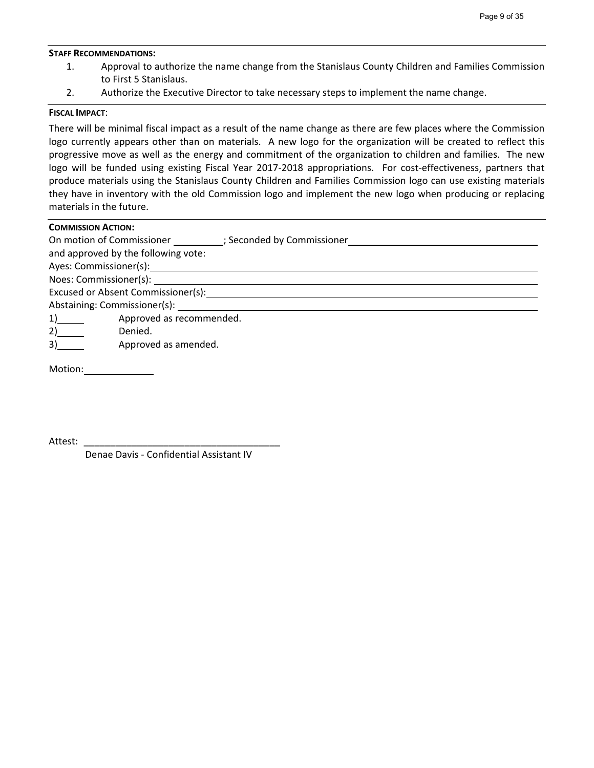**STAFF RECOMMENDATIONS:**

1. Approval to authorize the name change from the Stanislaus County Children and Families Commission to First 5 Stanislaus.
2. Authorize the Executive Director to take necessary steps to implement the name change.

**FISCAL IMPACT**:

There will be minimal fiscal impact as a result of the name change as there are few places where the Commission logo currently appears other than on materials. A new logo for the organization will be created to reflect this progressive move as well as the energy and commitment of the organization to children and families. The new logo will be funded using existing Fiscal Year 2017-2018 appropriations. For cost-effectiveness, partners that produce materials using the Stanislaus County Children and Families Commission logo can use existing materials they have in inventory with the old Commission logo and implement the new logo when producing or replacing materials in the future.

**COMMISSION ACTION:**

On motion of Commissioner \_\_\_\_\_\_\_\_\_\_; Seconded by Commissioner \_\_\_\_\_\_\_\_\_\_\_\_\_\_\_\_\_\_\_\_\_\_\_\_\_\_\_\_\_\_
and approved by the following vote:
Ayes: Commissioner(s): \_\_\_\_\_\_\_\_\_\_\_\_\_\_\_\_\_\_\_\_\_\_\_\_\_\_\_\_\_\_\_\_\_\_\_\_\_\_\_\_\_\_\_\_
Noes: Commissioner(s): \_\_\_\_\_\_\_\_\_\_\_\_\_\_\_\_\_\_\_\_\_\_\_\_\_\_\_\_\_\_\_\_\_\_\_\_\_\_\_\_\_\_\_\_
Excused or Absent Commissioner(s): \_\_\_\_\_\_\_\_\_\_\_\_\_\_\_\_\_\_\_\_\_\_\_\_\_\_\_\_\_\_\_\_\_\_
Abstaining: Commissioner(s): \_\_\_\_\_\_\_\_\_\_\_\_\_\_\_\_\_\_\_\_\_\_\_\_\_\_\_\_\_\_\_\_\_\_\_\_\_\_

1)\_\_\_\_\_ Approved as recommended.
2)\_\_\_\_\_ Denied.
3)\_\_\_\_\_ Approved as amended.

Motion:\_\_\_\_\_\_\_\_\_\_\_\_\_

Attest: \_\_\_\_\_\_\_\_\_\_\_\_\_\_\_\_\_\_\_\_\_\_\_\_\_\_\_\_\_\_\_\_\_\_\_\_\_
Denae Davis - Confidential Assistant IV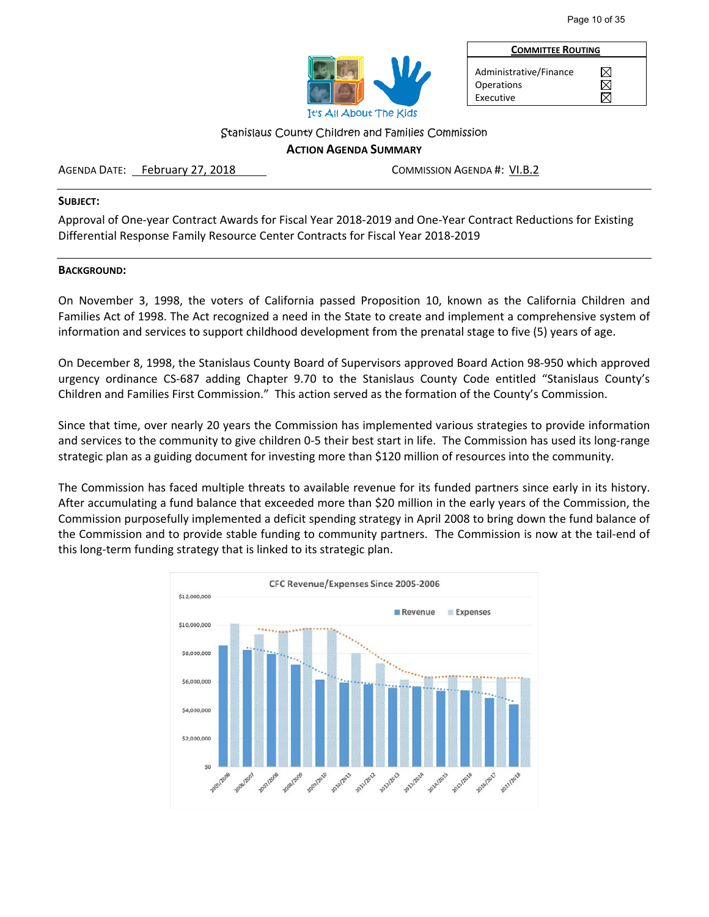| COMMITTEE ROUTING | |
|---|---|
| Administrative/Finance | ☒ |
| Operations | ☒ |
| Executive | ☒ |

It's All About The Kids

Stanislaus County Children and Families Commission

**ACTION AGENDA SUMMARY**

AGENDA DATE: February 27, 2018 COMMISSION AGENDA #: VI.B.2

**SUBJECT:**

Approval of One-year Contract Awards for Fiscal Year 2018-2019 and One-Year Contract Reductions for Existing Differential Response Family Resource Center Contracts for Fiscal Year 2018-2019

**BACKGROUND:**

On November 3, 1998, the voters of California passed Proposition 10, known as the California Children and Families Act of 1998. The Act recognized a need in the State to create and implement a comprehensive system of information and services to support childhood development from the prenatal stage to five (5) years of age.

On December 8, 1998, the Stanislaus County Board of Supervisors approved Board Action 98-950 which approved urgency ordinance CS-687 adding Chapter 9.70 to the Stanislaus County Code entitled "Stanislaus County's Children and Families First Commission." This action served as the formation of the County's Commission.

Since that time, over nearly 20 years the Commission has implemented various strategies to provide information and services to the community to give children 0-5 their best start in life. The Commission has used its long-range strategic plan as a guiding document for investing more than $120 million of resources into the community.

The Commission has faced multiple threats to available revenue for its funded partners since early in its history. After accumulating a fund balance that exceeded more than $20 million in the early years of the Commission, the Commission purposefully implemented a deficit spending strategy in April 2008 to bring down the fund balance of the Commission and to provide stable funding to community partners. The Commission is now at the tail-end of this long-term funding strategy that is linked to its strategic plan.

CFC Revenue/Expenses Since 2005-2006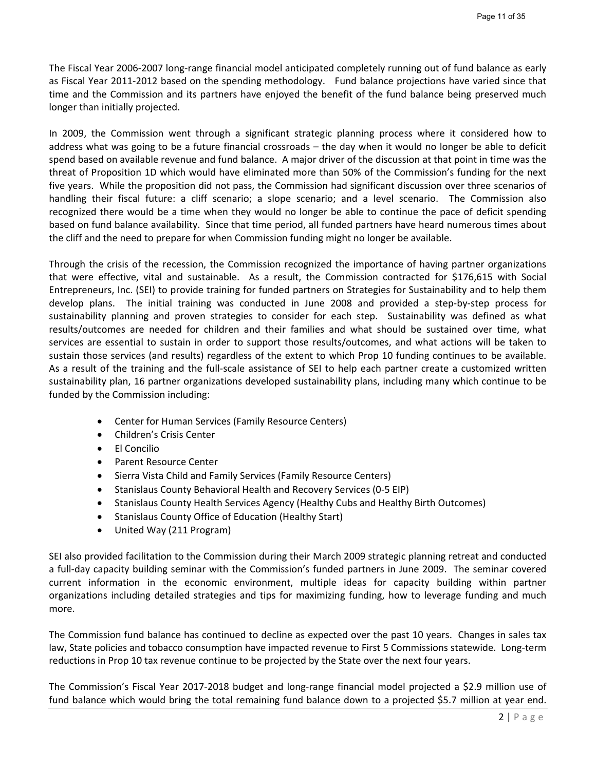The Fiscal Year 2006-2007 long-range financial model anticipated completely running out of fund balance as early as Fiscal Year 2011-2012 based on the spending methodology. Fund balance projections have varied since that time and the Commission and its partners have enjoyed the benefit of the fund balance being preserved much longer than initially projected.

In 2009, the Commission went through a significant strategic planning process where it considered how to address what was going to be a future financial crossroads – the day when it would no longer be able to deficit spend based on available revenue and fund balance. A major driver of the discussion at that point in time was the threat of Proposition 1D which would have eliminated more than 50% of the Commission's funding for the next five years. While the proposition did not pass, the Commission had significant discussion over three scenarios of handling their fiscal future: a cliff scenario; a slope scenario; and a level scenario. The Commission also recognized there would be a time when they would no longer be able to continue the pace of deficit spending based on fund balance availability. Since that time period, all funded partners have heard numerous times about the cliff and the need to prepare for when Commission funding might no longer be available.

Through the crisis of the recession, the Commission recognized the importance of having partner organizations that were effective, vital and sustainable. As a result, the Commission contracted for $176,615 with Social Entrepreneurs, Inc. (SEI) to provide training for funded partners on Strategies for Sustainability and to help them develop plans. The initial training was conducted in June 2008 and provided a step-by-step process for sustainability planning and proven strategies to consider for each step. Sustainability was defined as what results/outcomes are needed for children and their families and what should be sustained over time, what services are essential to sustain in order to support those results/outcomes, and what actions will be taken to sustain those services (and results) regardless of the extent to which Prop 10 funding continues to be available. As a result of the training and the full-scale assistance of SEI to help each partner create a customized written sustainability plan, 16 partner organizations developed sustainability plans, including many which continue to be funded by the Commission including:

- Center for Human Services (Family Resource Centers)
- Children's Crisis Center
- El Concilio
- Parent Resource Center
- Sierra Vista Child and Family Services (Family Resource Centers)
- Stanislaus County Behavioral Health and Recovery Services (0-5 EIP)
- Stanislaus County Health Services Agency (Healthy Cubs and Healthy Birth Outcomes)
- Stanislaus County Office of Education (Healthy Start)
- United Way (211 Program)

SEI also provided facilitation to the Commission during their March 2009 strategic planning retreat and conducted a full-day capacity building seminar with the Commission's funded partners in June 2009. The seminar covered current information in the economic environment, multiple ideas for capacity building within partner organizations including detailed strategies and tips for maximizing funding, how to leverage funding and much more.

The Commission fund balance has continued to decline as expected over the past 10 years. Changes in sales tax law, State policies and tobacco consumption have impacted revenue to First 5 Commissions statewide. Long-term reductions in Prop 10 tax revenue continue to be projected by the State over the next four years.

The Commission's Fiscal Year 2017-2018 budget and long-range financial model projected a $2.9 million use of fund balance which would bring the total remaining fund balance down to a projected $5.7 million at year end.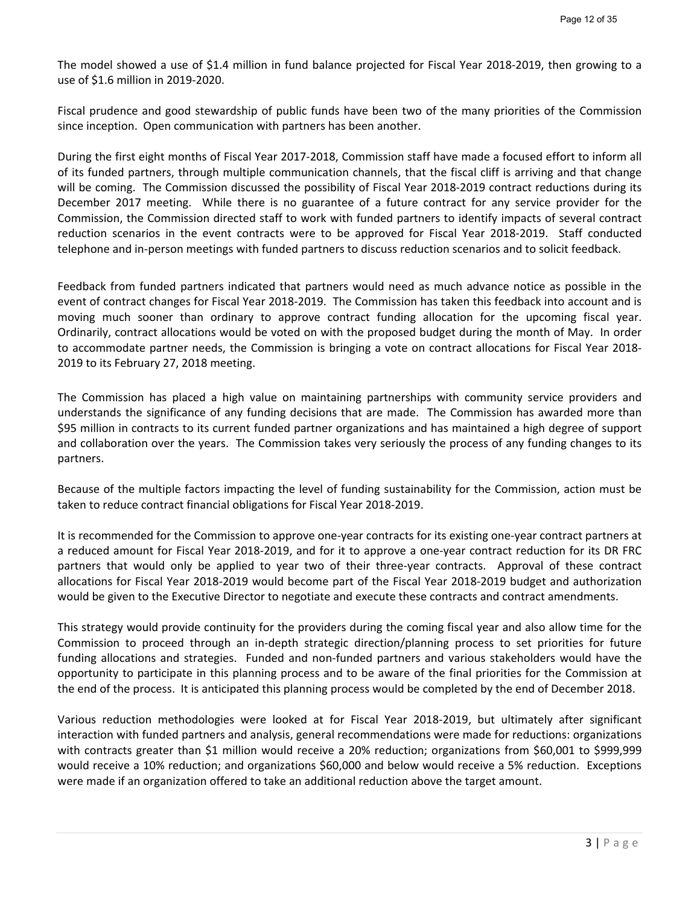The model showed a use of $1.4 million in fund balance projected for Fiscal Year 2018-2019, then growing to a use of $1.6 million in 2019-2020.

Fiscal prudence and good stewardship of public funds have been two of the many priorities of the Commission since inception. Open communication with partners has been another.

During the first eight months of Fiscal Year 2017-2018, Commission staff have made a focused effort to inform all of its funded partners, through multiple communication channels, that the fiscal cliff is arriving and that change will be coming. The Commission discussed the possibility of Fiscal Year 2018-2019 contract reductions during its December 2017 meeting. While there is no guarantee of a future contract for any service provider for the Commission, the Commission directed staff to work with funded partners to identify impacts of several contract reduction scenarios in the event contracts were to be approved for Fiscal Year 2018-2019. Staff conducted telephone and in-person meetings with funded partners to discuss reduction scenarios and to solicit feedback.

Feedback from funded partners indicated that partners would need as much advance notice as possible in the event of contract changes for Fiscal Year 2018-2019. The Commission has taken this feedback into account and is moving much sooner than ordinary to approve contract funding allocation for the upcoming fiscal year. Ordinarily, contract allocations would be voted on with the proposed budget during the month of May. In order to accommodate partner needs, the Commission is bringing a vote on contract allocations for Fiscal Year 2018-2019 to its February 27, 2018 meeting.

The Commission has placed a high value on maintaining partnerships with community service providers and understands the significance of any funding decisions that are made. The Commission has awarded more than $95 million in contracts to its current funded partner organizations and has maintained a high degree of support and collaboration over the years. The Commission takes very seriously the process of any funding changes to its partners.

Because of the multiple factors impacting the level of funding sustainability for the Commission, action must be taken to reduce contract financial obligations for Fiscal Year 2018-2019.

It is recommended for the Commission to approve one-year contracts for its existing one-year contract partners at a reduced amount for Fiscal Year 2018-2019, and for it to approve a one-year contract reduction for its DR FRC partners that would only be applied to year two of their three-year contracts. Approval of these contract allocations for Fiscal Year 2018-2019 would become part of the Fiscal Year 2018-2019 budget and authorization would be given to the Executive Director to negotiate and execute these contracts and contract amendments.

This strategy would provide continuity for the providers during the coming fiscal year and also allow time for the Commission to proceed through an in-depth strategic direction/planning process to set priorities for future funding allocations and strategies. Funded and non-funded partners and various stakeholders would have the opportunity to participate in this planning process and to be aware of the final priorities for the Commission at the end of the process. It is anticipated this planning process would be completed by the end of December 2018.

Various reduction methodologies were looked at for Fiscal Year 2018-2019, but ultimately after significant interaction with funded partners and analysis, general recommendations were made for reductions: organizations with contracts greater than $1 million would receive a 20% reduction; organizations from $60,001 to $999,999 would receive a 10% reduction; and organizations $60,000 and below would receive a 5% reduction. Exceptions were made if an organization offered to take an additional reduction above the target amount.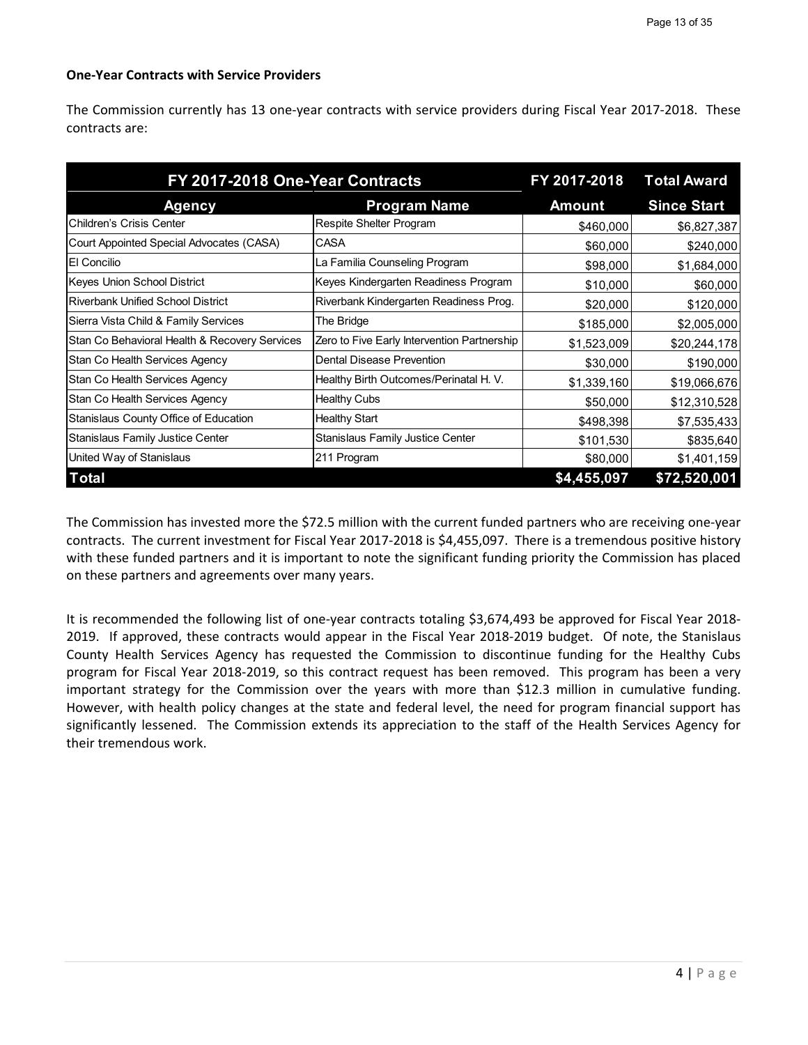**One-Year Contracts with Service Providers**

The Commission currently has 13 one-year contracts with service providers during Fiscal Year 2017-2018. These contracts are:

| FY 2017-2018 One-Year Contracts | | FY 2017-2018 | Total Award |
|---|---|---|---|
| **Agency** | **Program Name** | **Amount** | **Since Start** |
| Children's Crisis Center | Respite Shelter Program | $460,000 | $6,827,387 |
| Court Appointed Special Advocates (CASA) | CASA | $60,000 | $240,000 |
| El Concilio | La Familia Counseling Program | $98,000 | $1,684,000 |
| Keyes Union School District | Keyes Kindergarten Readiness Program | $10,000 | $60,000 |
| Riverbank Unified School District | Riverbank Kindergarten Readiness Prog. | $20,000 | $120,000 |
| Sierra Vista Child & Family Services | The Bridge | $185,000 | $2,005,000 |
| Stan Co Behavioral Health & Recovery Services | Zero to Five Early Intervention Partnership | $1,523,009 | $20,244,178 |
| Stan Co Health Services Agency | Dental Disease Prevention | $30,000 | $190,000 |
| Stan Co Health Services Agency | Healthy Birth Outcomes/Perinatal H. V. | $1,339,160 | $19,066,676 |
| Stan Co Health Services Agency | Healthy Cubs | $50,000 | $12,310,528 |
| Stanislaus County Office of Education | Healthy Start | $498,398 | $7,535,433 |
| Stanislaus Family Justice Center | Stanislaus Family Justice Center | $101,530 | $835,640 |
| United Way of Stanislaus | 211 Program | $80,000 | $1,401,159 |
| **Total** | | **$4,455,097** | **$72,520,001** |

The Commission has invested more the $72.5 million with the current funded partners who are receiving one-year contracts. The current investment for Fiscal Year 2017-2018 is $4,455,097. There is a tremendous positive history with these funded partners and it is important to note the significant funding priority the Commission has placed on these partners and agreements over many years.

It is recommended the following list of one-year contracts totaling $3,674,493 be approved for Fiscal Year 2018-2019. If approved, these contracts would appear in the Fiscal Year 2018-2019 budget. Of note, the Stanislaus County Health Services Agency has requested the Commission to discontinue funding for the Healthy Cubs program for Fiscal Year 2018-2019, so this contract request has been removed. This program has been a very important strategy for the Commission over the years with more than $12.3 million in cumulative funding. However, with health policy changes at the state and federal level, the need for program financial support has significantly lessened. The Commission extends its appreciation to the staff of the Health Services Agency for their tremendous work.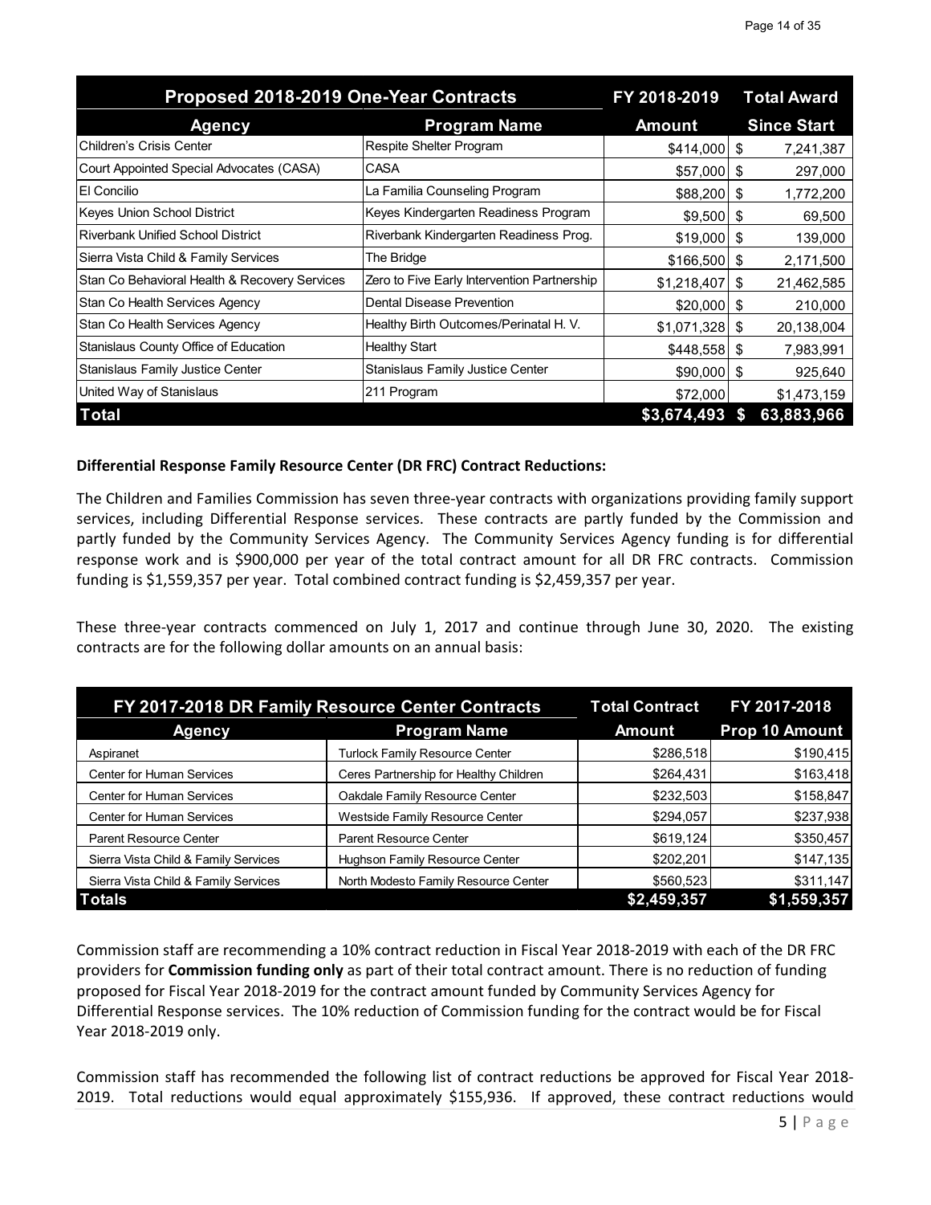| Proposed 2018-2019 One-Year Contracts | | FY 2018-2019 | Total Award |
|---|---|---|---|
| **Agency** | **Program Name** | **Amount** | **Since Start** |
| Children's Crisis Center | Respite Shelter Program | $414,000 | $ 7,241,387 |
| Court Appointed Special Advocates (CASA) | CASA | $57,000 | $ 297,000 |
| El Concilio | La Familia Counseling Program | $88,200 | $ 1,772,200 |
| Keyes Union School District | Keyes Kindergarten Readiness Program | $9,500 | $ 69,500 |
| Riverbank Unified School District | Riverbank Kindergarten Readiness Prog. | $19,000 | $ 139,000 |
| Sierra Vista Child & Family Services | The Bridge | $166,500 | $ 2,171,500 |
| Stan Co Behavioral Health & Recovery Services | Zero to Five Early Intervention Partnership | $1,218,407 | $ 21,462,585 |
| Stan Co Health Services Agency | Dental Disease Prevention | $20,000 | $ 210,000 |
| Stan Co Health Services Agency | Healthy Birth Outcomes/Perinatal H. V. | $1,071,328 | $ 20,138,004 |
| Stanislaus County Office of Education | Healthy Start | $448,558 | $ 7,983,991 |
| Stanislaus Family Justice Center | Stanislaus Family Justice Center | $90,000 | $ 925,640 |
| United Way of Stanislaus | 211 Program | $72,000 | $1,473,159 |
| **Total** | | **$3,674,493** | **$ 63,883,966** |

**Differential Response Family Resource Center (DR FRC) Contract Reductions:**

The Children and Families Commission has seven three-year contracts with organizations providing family support services, including Differential Response services. These contracts are partly funded by the Commission and partly funded by the Community Services Agency. The Community Services Agency funding is for differential response work and is $900,000 per year of the total contract amount for all DR FRC contracts. Commission funding is $1,559,357 per year. Total combined contract funding is $2,459,357 per year.

These three-year contracts commenced on July 1, 2017 and continue through June 30, 2020. The existing contracts are for the following dollar amounts on an annual basis:

| FY 2017-2018 DR Family Resource Center Contracts | | Total Contract | FY 2017-2018 |
|---|---|---|---|
| **Agency** | **Program Name** | **Amount** | **Prop 10 Amount** |
| Aspiranet | Turlock Family Resource Center | $286,518 | $190,415 |
| Center for Human Services | Ceres Partnership for Healthy Children | $264,431 | $163,418 |
| Center for Human Services | Oakdale Family Resource Center | $232,503 | $158,847 |
| Center for Human Services | Westside Family Resource Center | $294,057 | $237,938 |
| Parent Resource Center | Parent Resource Center | $619,124 | $350,457 |
| Sierra Vista Child & Family Services | Hughson Family Resource Center | $202,201 | $147,135 |
| Sierra Vista Child & Family Services | North Modesto Family Resource Center | $560,523 | $311,147 |
| **Totals** | | **$2,459,357** | **$1,559,357** |

Commission staff are recommending a 10% contract reduction in Fiscal Year 2018-2019 with each of the DR FRC providers for **Commission funding only** as part of their total contract amount. There is no reduction of funding proposed for Fiscal Year 2018-2019 for the contract amount funded by Community Services Agency for Differential Response services. The 10% reduction of Commission funding for the contract would be for Fiscal Year 2018-2019 only.

Commission staff has recommended the following list of contract reductions be approved for Fiscal Year 2018-2019. Total reductions would equal approximately $155,936. If approved, these contract reductions would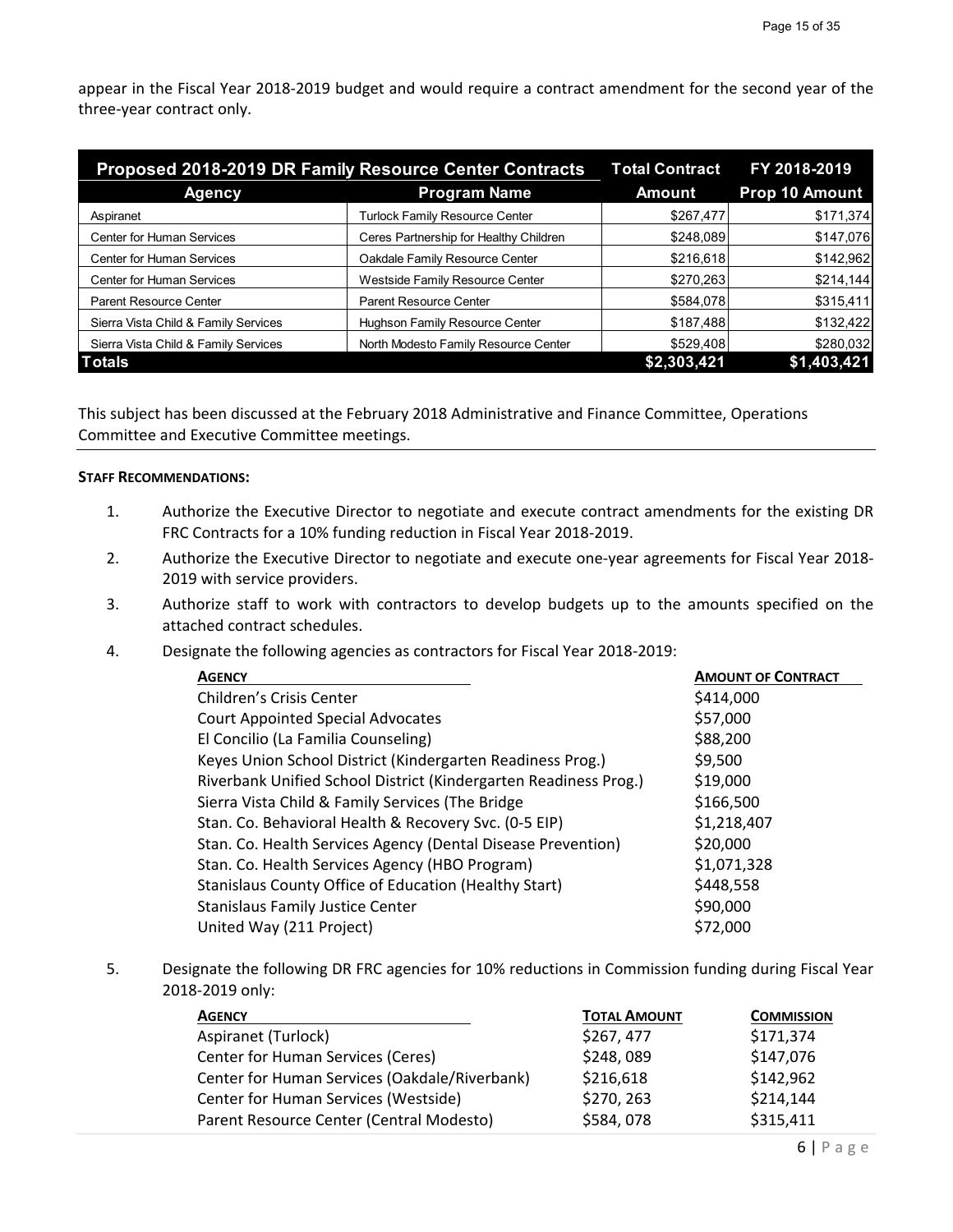appear in the Fiscal Year 2018-2019 budget and would require a contract amendment for the second year of the three-year contract only.

| Proposed 2018-2019 DR Family Resource Center Contracts | | Total Contract | FY 2018-2019 |
|---|---|---|---|
| **Agency** | **Program Name** | **Amount** | **Prop 10 Amount** |
| Aspiranet | Turlock Family Resource Center | $267,477 | $171,374 |
| Center for Human Services | Ceres Partnership for Healthy Children | $248,089 | $147,076 |
| Center for Human Services | Oakdale Family Resource Center | $216,618 | $142,962 |
| Center for Human Services | Westside Family Resource Center | $270,263 | $214,144 |
| Parent Resource Center | Parent Resource Center | $584,078 | $315,411 |
| Sierra Vista Child & Family Services | Hughson Family Resource Center | $187,488 | $132,422 |
| Sierra Vista Child & Family Services | North Modesto Family Resource Center | $529,408 | $280,032 |
| **Totals** | | **$2,303,421** | **$1,403,421** |

This subject has been discussed at the February 2018 Administrative and Finance Committee, Operations Committee and Executive Committee meetings.

**STAFF RECOMMENDATIONS:**

1. Authorize the Executive Director to negotiate and execute contract amendments for the existing DR FRC Contracts for a 10% funding reduction in Fiscal Year 2018-2019.
2. Authorize the Executive Director to negotiate and execute one-year agreements for Fiscal Year 2018-2019 with service providers.
3. Authorize staff to work with contractors to develop budgets up to the amounts specified on the attached contract schedules.
4. Designate the following agencies as contractors for Fiscal Year 2018-2019:

| AGENCY | AMOUNT OF CONTRACT |
|---|---|
| Children's Crisis Center | $414,000 |
| Court Appointed Special Advocates | $57,000 |
| El Concilio (La Familia Counseling) | $88,200 |
| Keyes Union School District (Kindergarten Readiness Prog.) | $9,500 |
| Riverbank Unified School District (Kindergarten Readiness Prog.) | $19,000 |
| Sierra Vista Child & Family Services (The Bridge | $166,500 |
| Stan. Co. Behavioral Health & Recovery Svc. (0-5 EIP) | $1,218,407 |
| Stan. Co. Health Services Agency (Dental Disease Prevention) | $20,000 |
| Stan. Co. Health Services Agency (HBO Program) | $1,071,328 |
| Stanislaus County Office of Education (Healthy Start) | $448,558 |
| Stanislaus Family Justice Center | $90,000 |
| United Way (211 Project) | $72,000 |

5. Designate the following DR FRC agencies for 10% reductions in Commission funding during Fiscal Year 2018-2019 only:

| AGENCY | TOTAL AMOUNT | COMMISSION |
|---|---|---|
| Aspiranet (Turlock) | $267, 477 | $171,374 |
| Center for Human Services (Ceres) | $248, 089 | $147,076 |
| Center for Human Services (Oakdale/Riverbank) | $216,618 | $142,962 |
| Center for Human Services (Westside) | $270, 263 | $214,144 |
| Parent Resource Center (Central Modesto) | $584, 078 | $315,411 |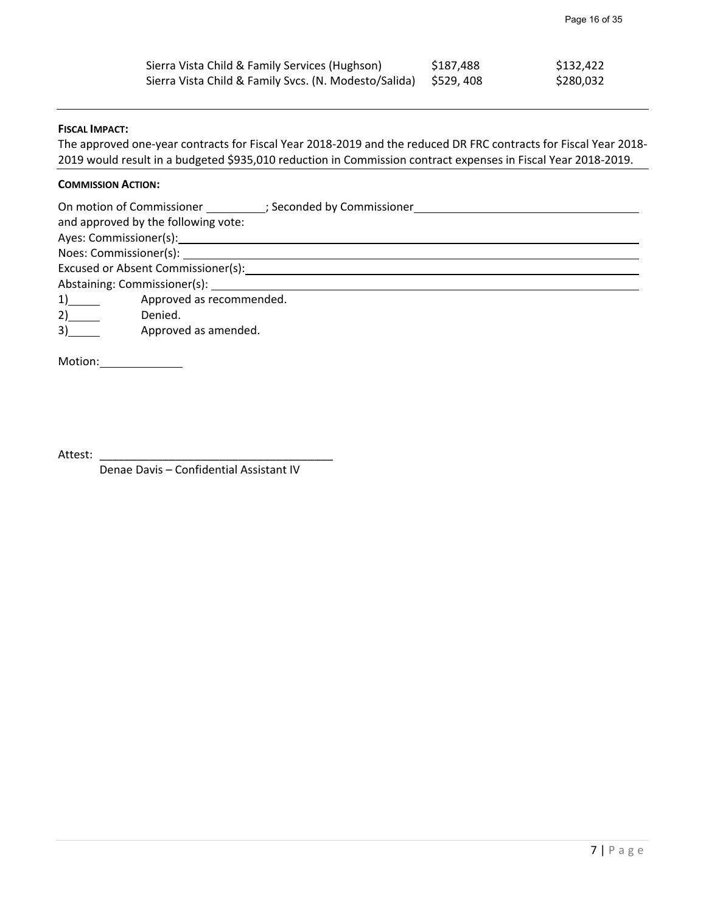| | | |
|---|---|---|
| Sierra Vista Child & Family Services (Hughson) | $187,488 | $132,422 |
| Sierra Vista Child & Family Svcs. (N. Modesto/Salida) | $529, 408 | $280,032 |

**FISCAL IMPACT:**

The approved one-year contracts for Fiscal Year 2018-2019 and the reduced DR FRC contracts for Fiscal Year 2018-2019 would result in a budgeted $935,010 reduction in Commission contract expenses in Fiscal Year 2018-2019.

**COMMISSION ACTION:**

On motion of Commissioner __________; Seconded by Commissioner ______________________________
and approved by the following vote:

Ayes: Commissioner(s): ______________________________

Noes: Commissioner(s): ______________________________

Excused or Absent Commissioner(s): ______________________________

Abstaining: Commissioner(s): ______________________________

1)_____ Approved as recommended.

2)_____ Denied.

3)_____ Approved as amended.

Motion: _____________

Attest: ____________________________________

Denae Davis – Confidential Assistant IV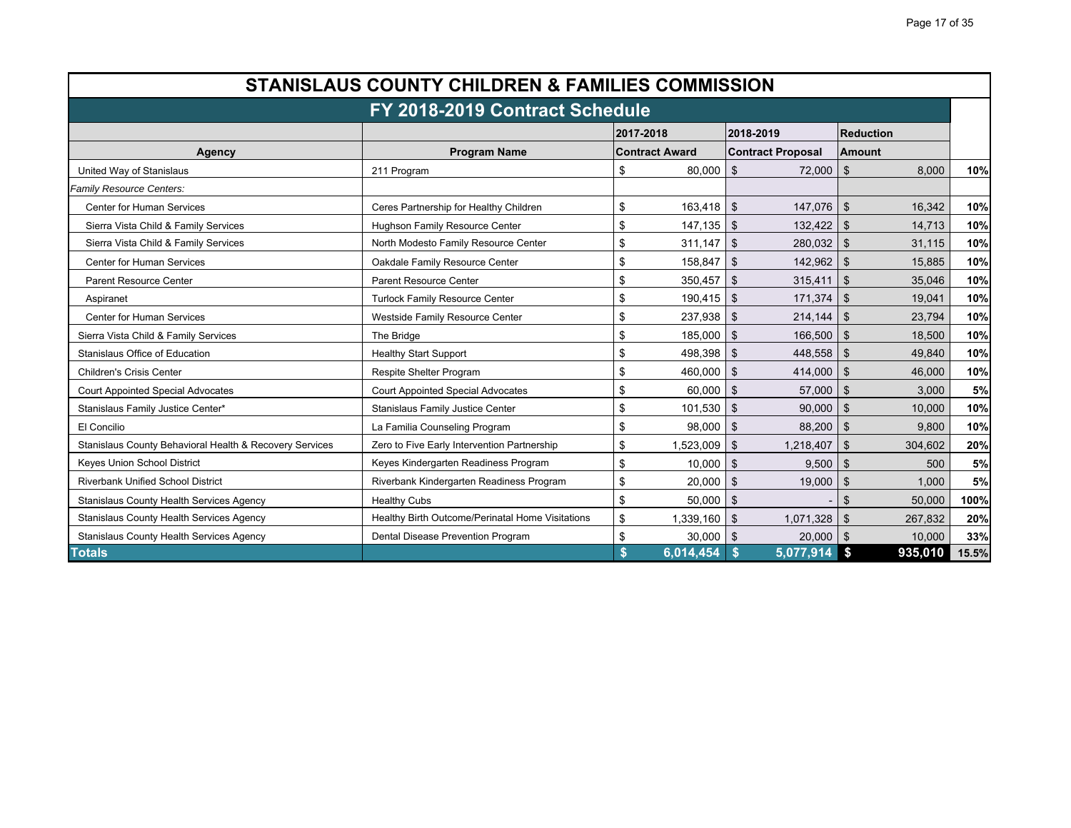# STANISLAUS COUNTY CHILDREN & FAMILIES COMMISSION

## FY 2018-2019 Contract Schedule

| Agency | Program Name | 2017-2018 Contract Award | 2018-2019 Contract Proposal | Reduction Amount | |
|---|---|---|---|---|---|
| United Way of Stanislaus | 211 Program | $ 80,000 | $ 72,000 | $ 8,000 | 10% |
| *Family Resource Centers:* | | | | | |
| Center for Human Services | Ceres Partnership for Healthy Children | $ 163,418 | $ 147,076 | $ 16,342 | 10% |
| Sierra Vista Child & Family Services | Hughson Family Resource Center | $ 147,135 | $ 132,422 | $ 14,713 | 10% |
| Sierra Vista Child & Family Services | North Modesto Family Resource Center | $ 311,147 | $ 280,032 | $ 31,115 | 10% |
| Center for Human Services | Oakdale Family Resource Center | $ 158,847 | $ 142,962 | $ 15,885 | 10% |
| Parent Resource Center | Parent Resource Center | $ 350,457 | $ 315,411 | $ 35,046 | 10% |
| Aspiranet | Turlock Family Resource Center | $ 190,415 | $ 171,374 | $ 19,041 | 10% |
| Center for Human Services | Westside Family Resource Center | $ 237,938 | $ 214,144 | $ 23,794 | 10% |
| Sierra Vista Child & Family Services | The Bridge | $ 185,000 | $ 166,500 | $ 18,500 | 10% |
| Stanislaus Office of Education | Healthy Start Support | $ 498,398 | $ 448,558 | $ 49,840 | 10% |
| Children's Crisis Center | Respite Shelter Program | $ 460,000 | $ 414,000 | $ 46,000 | 10% |
| Court Appointed Special Advocates | Court Appointed Special Advocates | $ 60,000 | $ 57,000 | $ 3,000 | 5% |
| Stanislaus Family Justice Center* | Stanislaus Family Justice Center | $ 101,530 | $ 90,000 | $ 10,000 | 10% |
| El Concilio | La Familia Counseling Program | $ 98,000 | $ 88,200 | $ 9,800 | 10% |
| Stanislaus County Behavioral Health & Recovery Services | Zero to Five Early Intervention Partnership | $ 1,523,009 | $ 1,218,407 | $ 304,602 | 20% |
| Keyes Union School District | Keyes Kindergarten Readiness Program | $ 10,000 | $ 9,500 | $ 500 | 5% |
| Riverbank Unified School District | Riverbank Kindergarten Readiness Program | $ 20,000 | $ 19,000 | $ 1,000 | 5% |
| Stanislaus County Health Services Agency | Healthy Cubs | $ 50,000 | $ - | $ 50,000 | 100% |
| Stanislaus County Health Services Agency | Healthy Birth Outcome/Perinatal Home Visitations | $ 1,339,160 | $ 1,071,328 | $ 267,832 | 20% |
| Stanislaus County Health Services Agency | Dental Disease Prevention Program | $ 30,000 | $ 20,000 | $ 10,000 | 33% |
| **Totals** | | **$ 6,014,454** | **$ 5,077,914** | **$ 935,010** | **15.5%** |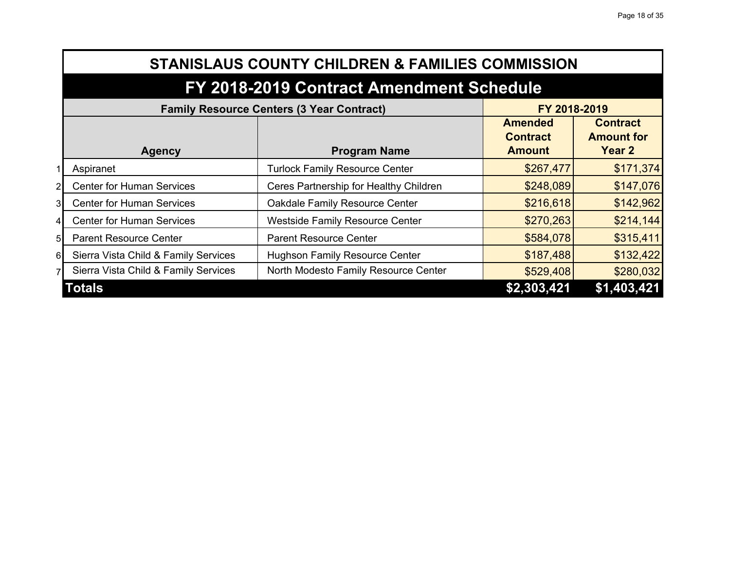# STANISLAUS COUNTY CHILDREN & FAMILIES COMMISSION

## FY 2018-2019 Contract Amendment Schedule

| | Family Resource Centers (3 Year Contract) | | FY 2018-2019 | |
|---|---|---|---|---|
| | **Agency** | **Program Name** | **Amended Contract Amount** | **Contract Amount for Year 2** |
| 1 | Aspiranet | Turlock Family Resource Center | $267,477 | $171,374 |
| 2 | Center for Human Services | Ceres Partnership for Healthy Children | $248,089 | $147,076 |
| 3 | Center for Human Services | Oakdale Family Resource Center | $216,618 | $142,962 |
| 4 | Center for Human Services | Westside Family Resource Center | $270,263 | $214,144 |
| 5 | Parent Resource Center | Parent Resource Center | $584,078 | $315,411 |
| 6 | Sierra Vista Child & Family Services | Hughson Family Resource Center | $187,488 | $132,422 |
| 7 | Sierra Vista Child & Family Services | North Modesto Family Resource Center | $529,408 | $280,032 |
| | **Totals** | | **$2,303,421** | **$1,403,421** |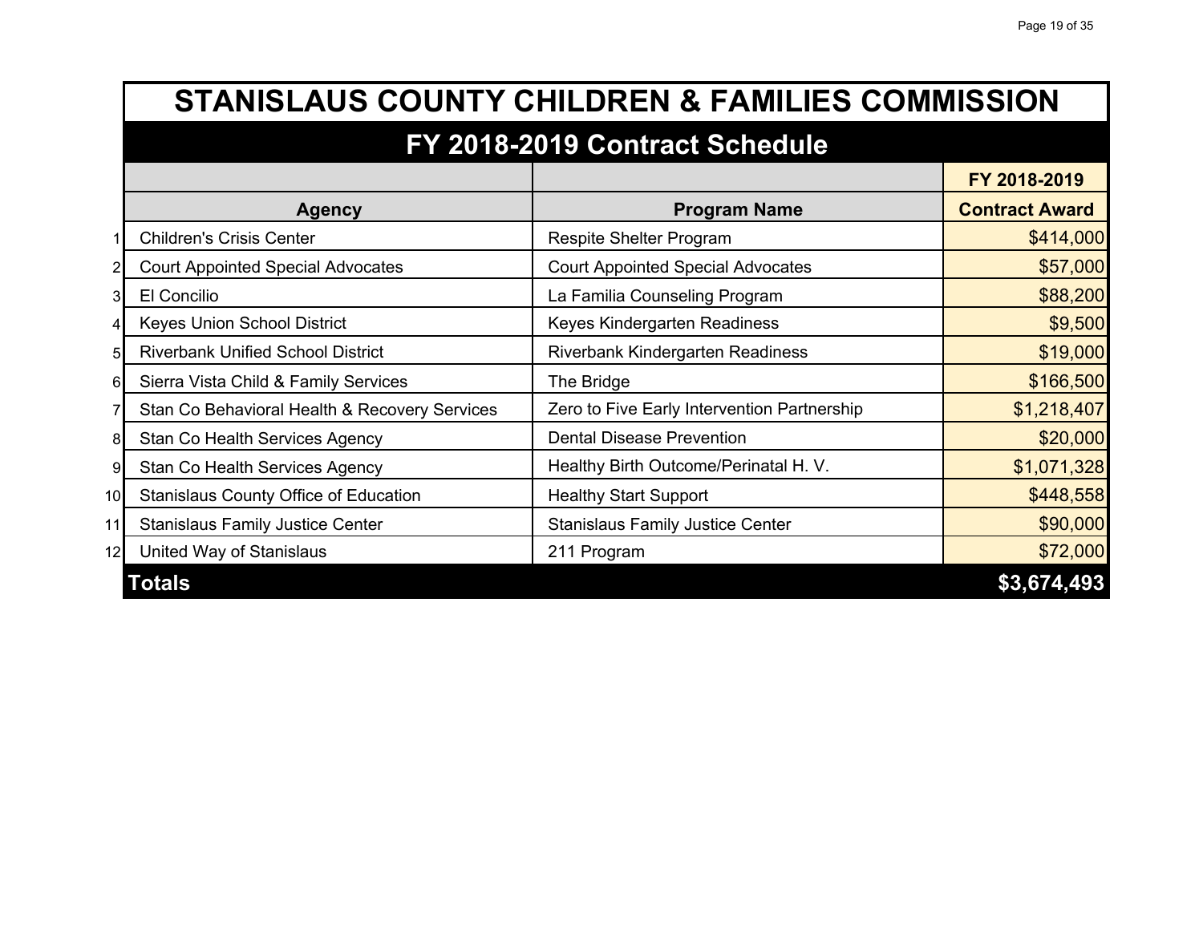# STANISLAUS COUNTY CHILDREN & FAMILIES COMMISSION

## FY 2018-2019 Contract Schedule

| | Agency | Program Name | FY 2018-2019 Contract Award |
|---|---|---|---|
| 1 | Children's Crisis Center | Respite Shelter Program | $414,000 |
| 2 | Court Appointed Special Advocates | Court Appointed Special Advocates | $57,000 |
| 3 | El Concilio | La Familia Counseling Program | $88,200 |
| 4 | Keyes Union School District | Keyes Kindergarten Readiness | $9,500 |
| 5 | Riverbank Unified School District | Riverbank Kindergarten Readiness | $19,000 |
| 6 | Sierra Vista Child & Family Services | The Bridge | $166,500 |
| 7 | Stan Co Behavioral Health & Recovery Services | Zero to Five Early Intervention Partnership | $1,218,407 |
| 8 | Stan Co Health Services Agency | Dental Disease Prevention | $20,000 |
| 9 | Stan Co Health Services Agency | Healthy Birth Outcome/Perinatal H. V. | $1,071,328 |
| 10 | Stanislaus County Office of Education | Healthy Start Support | $448,558 |
| 11 | Stanislaus Family Justice Center | Stanislaus Family Justice Center | $90,000 |
| 12 | United Way of Stanislaus | 211 Program | $72,000 |
| | **Totals** | | **$3,674,493** |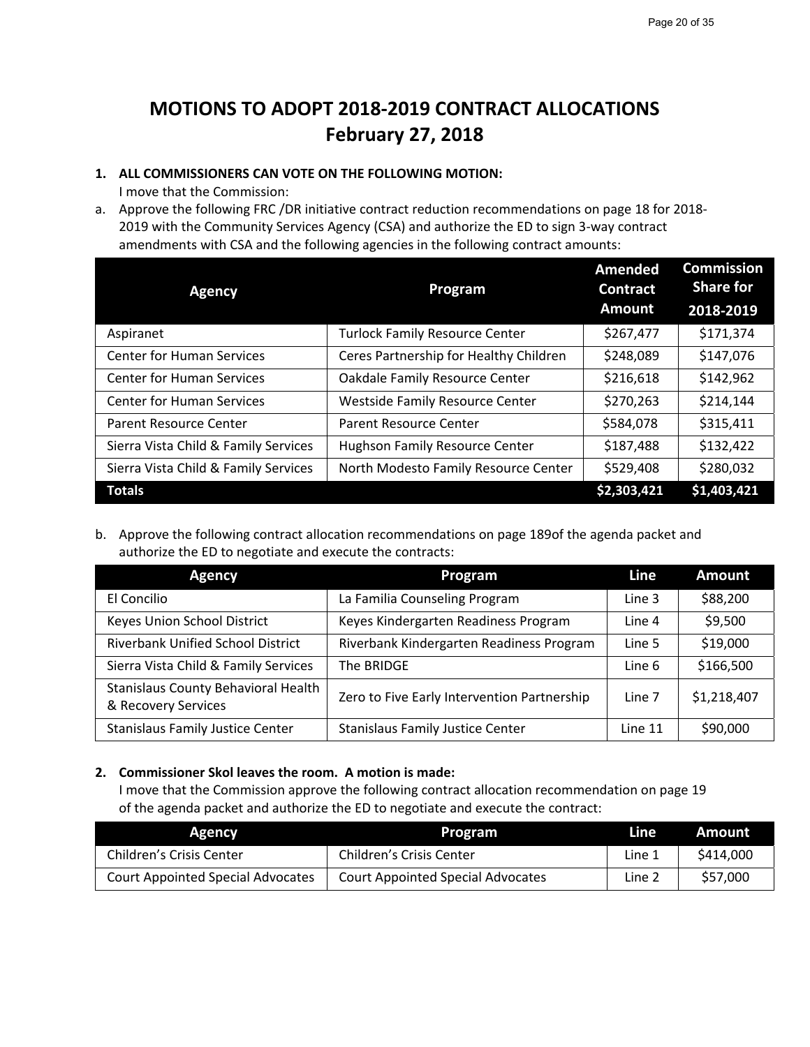# MOTIONS TO ADOPT 2018-2019 CONTRACT ALLOCATIONS
## February 27, 2018

**1. ALL COMMISSIONERS CAN VOTE ON THE FOLLOWING MOTION:**
I move that the Commission:

a. Approve the following FRC /DR initiative contract reduction recommendations on page 18 for 2018-2019 with the Community Services Agency (CSA) and authorize the ED to sign 3-way contract amendments with CSA and the following agencies in the following contract amounts:

| Agency | Program | Amended Contract Amount | Commission Share for 2018-2019 |
|---|---|---|---|
| Aspiranet | Turlock Family Resource Center | $267,477 | $171,374 |
| Center for Human Services | Ceres Partnership for Healthy Children | $248,089 | $147,076 |
| Center for Human Services | Oakdale Family Resource Center | $216,618 | $142,962 |
| Center for Human Services | Westside Family Resource Center | $270,263 | $214,144 |
| Parent Resource Center | Parent Resource Center | $584,078 | $315,411 |
| Sierra Vista Child & Family Services | Hughson Family Resource Center | $187,488 | $132,422 |
| Sierra Vista Child & Family Services | North Modesto Family Resource Center | $529,408 | $280,032 |
| **Totals** | | **$2,303,421** | **$1,403,421** |

b. Approve the following contract allocation recommendations on page 189of the agenda packet and authorize the ED to negotiate and execute the contracts:

| Agency | Program | Line | Amount |
|---|---|---|---|
| El Concilio | La Familia Counseling Program | Line 3 | $88,200 |
| Keyes Union School District | Keyes Kindergarten Readiness Program | Line 4 | $9,500 |
| Riverbank Unified School District | Riverbank Kindergarten Readiness Program | Line 5 | $19,000 |
| Sierra Vista Child & Family Services | The BRIDGE | Line 6 | $166,500 |
| Stanislaus County Behavioral Health & Recovery Services | Zero to Five Early Intervention Partnership | Line 7 | $1,218,407 |
| Stanislaus Family Justice Center | Stanislaus Family Justice Center | Line 11 | $90,000 |

**2. Commissioner Skol leaves the room. A motion is made:**
I move that the Commission approve the following contract allocation recommendation on page 19 of the agenda packet and authorize the ED to negotiate and execute the contract:

| Agency | Program | Line | Amount |
|---|---|---|---|
| Children's Crisis Center | Children's Crisis Center | Line 1 | $414,000 |
| Court Appointed Special Advocates | Court Appointed Special Advocates | Line 2 | $57,000 |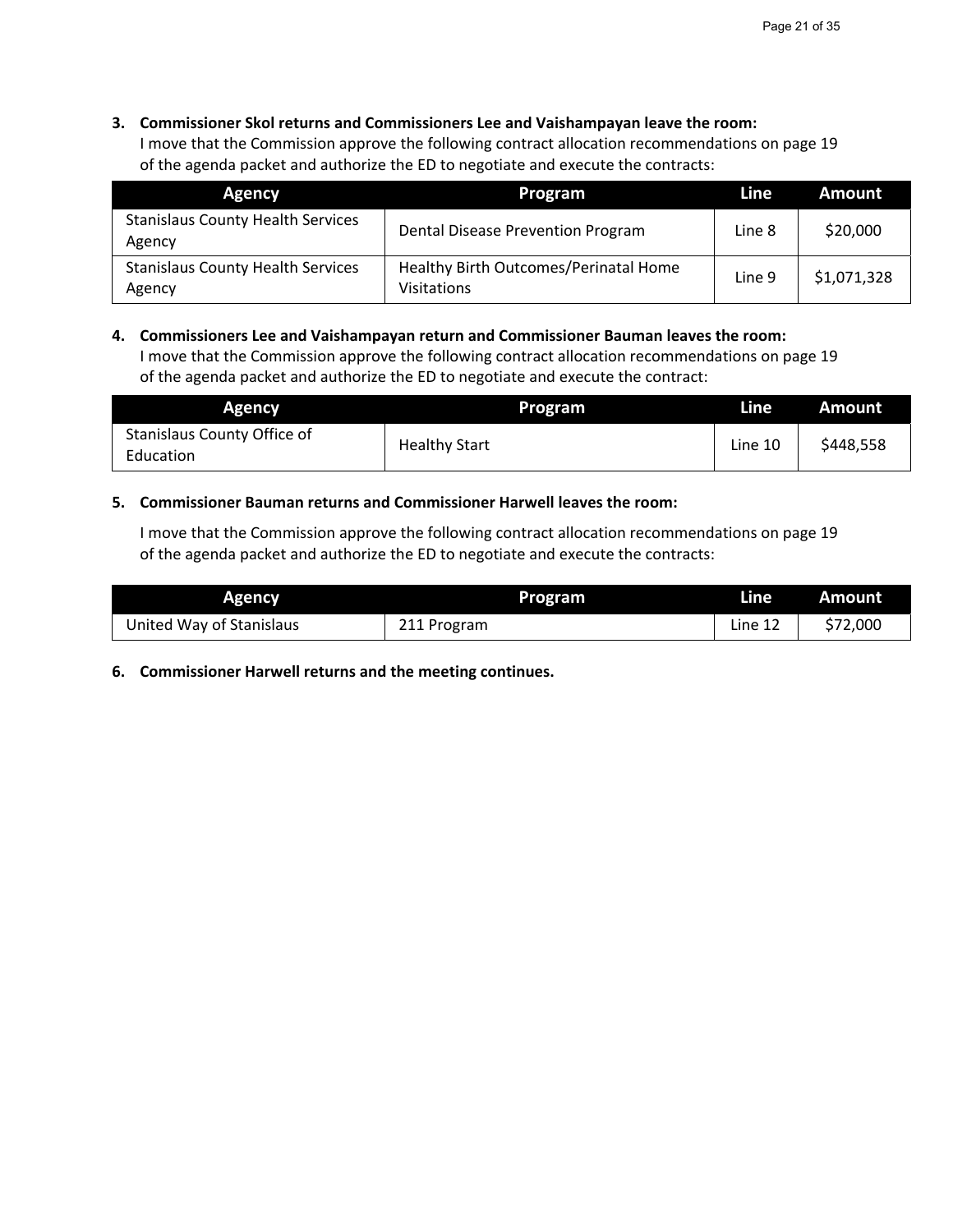3. **Commissioner Skol returns and Commissioners Lee and Vaishampayan leave the room:**
   I move that the Commission approve the following contract allocation recommendations on page 19 of the agenda packet and authorize the ED to negotiate and execute the contracts:

| Agency | Program | Line | Amount |
|---|---|---|---|
| Stanislaus County Health Services Agency | Dental Disease Prevention Program | Line 8 | $20,000 |
| Stanislaus County Health Services Agency | Healthy Birth Outcomes/Perinatal Home Visitations | Line 9 | $1,071,328 |

4. **Commissioners Lee and Vaishampayan return and Commissioner Bauman leaves the room:**
   I move that the Commission approve the following contract allocation recommendations on page 19 of the agenda packet and authorize the ED to negotiate and execute the contract:

| Agency | Program | Line | Amount |
|---|---|---|---|
| Stanislaus County Office of Education | Healthy Start | Line 10 | $448,558 |

5. **Commissioner Bauman returns and Commissioner Harwell leaves the room:**

   I move that the Commission approve the following contract allocation recommendations on page 19 of the agenda packet and authorize the ED to negotiate and execute the contracts:

| Agency | Program | Line | Amount |
|---|---|---|---|
| United Way of Stanislaus | 211 Program | Line 12 | $72,000 |

6. **Commissioner Harwell returns and the meeting continues.**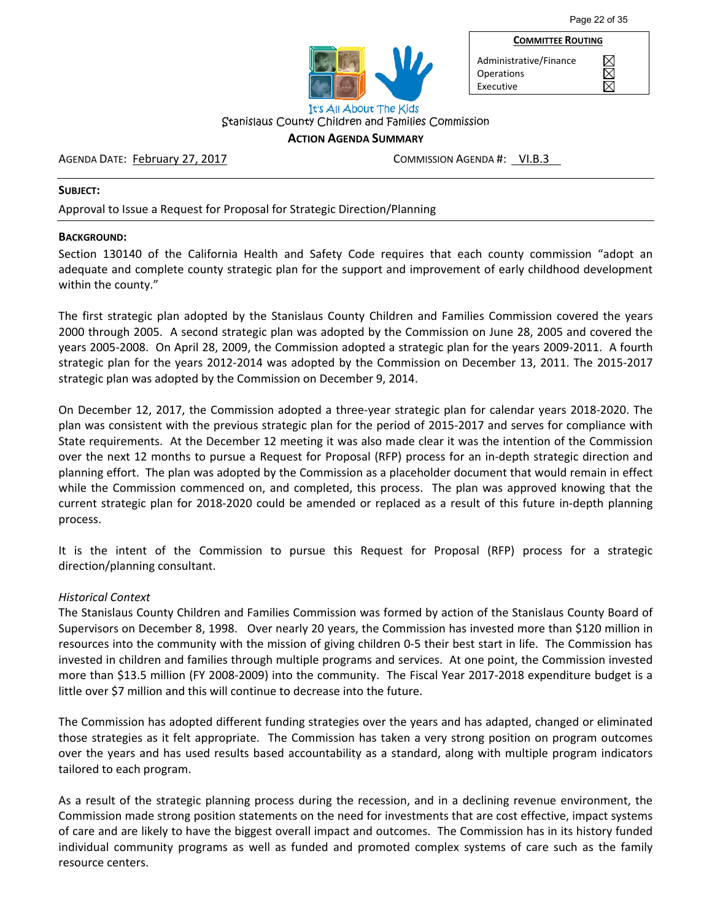| COMMITTEE ROUTING | |
| --- | --- |
| Administrative/Finance | ☒ |
| Operations | ☒ |
| Executive | ☒ |

It's All About The Kids

Stanislaus County Children and Families Commission

**ACTION AGENDA SUMMARY**

AGENDA DATE: February 27, 2017 COMMISSION AGENDA #: VI.B.3

**SUBJECT:**

Approval to Issue a Request for Proposal for Strategic Direction/Planning

**BACKGROUND:**

Section 130140 of the California Health and Safety Code requires that each county commission "adopt an adequate and complete county strategic plan for the support and improvement of early childhood development within the county."

The first strategic plan adopted by the Stanislaus County Children and Families Commission covered the years 2000 through 2005. A second strategic plan was adopted by the Commission on June 28, 2005 and covered the years 2005-2008. On April 28, 2009, the Commission adopted a strategic plan for the years 2009-2011. A fourth strategic plan for the years 2012-2014 was adopted by the Commission on December 13, 2011. The 2015-2017 strategic plan was adopted by the Commission on December 9, 2014.

On December 12, 2017, the Commission adopted a three-year strategic plan for calendar years 2018-2020. The plan was consistent with the previous strategic plan for the period of 2015-2017 and serves for compliance with State requirements. At the December 12 meeting it was also made clear it was the intention of the Commission over the next 12 months to pursue a Request for Proposal (RFP) process for an in-depth strategic direction and planning effort. The plan was adopted by the Commission as a placeholder document that would remain in effect while the Commission commenced on, and completed, this process. The plan was approved knowing that the current strategic plan for 2018-2020 could be amended or replaced as a result of this future in-depth planning process.

It is the intent of the Commission to pursue this Request for Proposal (RFP) process for a strategic direction/planning consultant.

*Historical Context*

The Stanislaus County Children and Families Commission was formed by action of the Stanislaus County Board of Supervisors on December 8, 1998. Over nearly 20 years, the Commission has invested more than $120 million in resources into the community with the mission of giving children 0-5 their best start in life. The Commission has invested in children and families through multiple programs and services. At one point, the Commission invested more than $13.5 million (FY 2008-2009) into the community. The Fiscal Year 2017-2018 expenditure budget is a little over $7 million and this will continue to decrease into the future.

The Commission has adopted different funding strategies over the years and has adapted, changed or eliminated those strategies as it felt appropriate. The Commission has taken a very strong position on program outcomes over the years and has used results based accountability as a standard, along with multiple program indicators tailored to each program.

As a result of the strategic planning process during the recession, and in a declining revenue environment, the Commission made strong position statements on the need for investments that are cost effective, impact systems of care and are likely to have the biggest overall impact and outcomes. The Commission has in its history funded individual community programs as well as funded and promoted complex systems of care such as the family resource centers.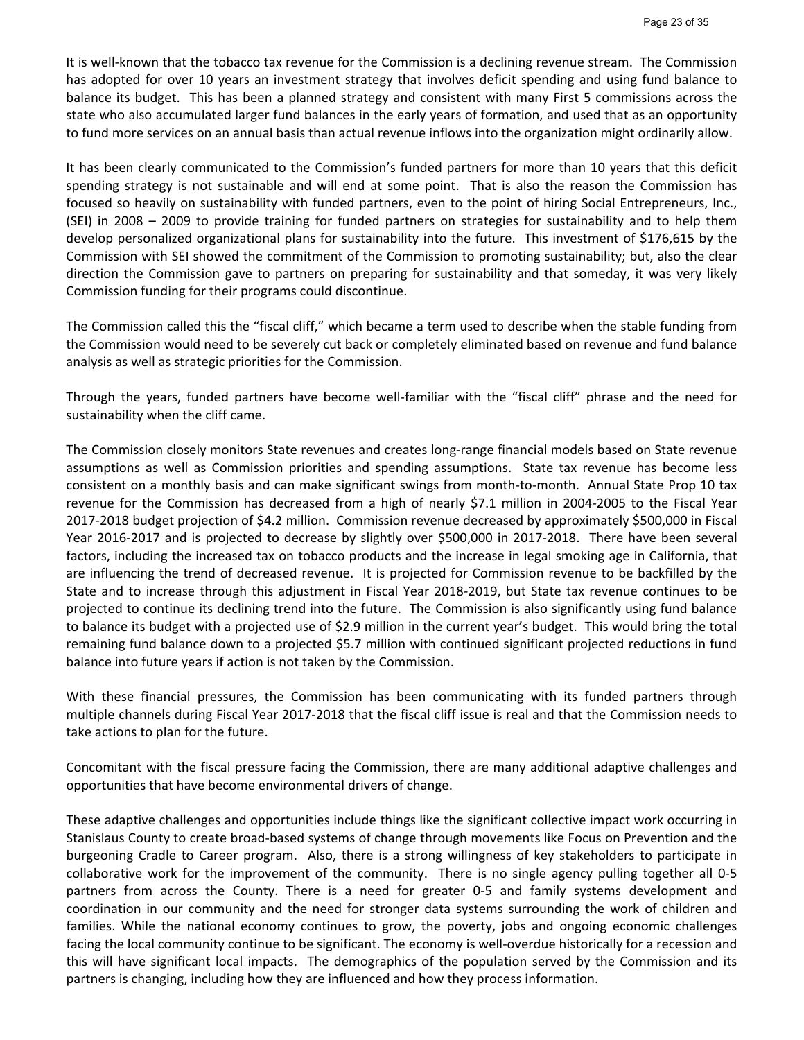It is well-known that the tobacco tax revenue for the Commission is a declining revenue stream. The Commission has adopted for over 10 years an investment strategy that involves deficit spending and using fund balance to balance its budget. This has been a planned strategy and consistent with many First 5 commissions across the state who also accumulated larger fund balances in the early years of formation, and used that as an opportunity to fund more services on an annual basis than actual revenue inflows into the organization might ordinarily allow.

It has been clearly communicated to the Commission's funded partners for more than 10 years that this deficit spending strategy is not sustainable and will end at some point. That is also the reason the Commission has focused so heavily on sustainability with funded partners, even to the point of hiring Social Entrepreneurs, Inc., (SEI) in 2008 – 2009 to provide training for funded partners on strategies for sustainability and to help them develop personalized organizational plans for sustainability into the future. This investment of $176,615 by the Commission with SEI showed the commitment of the Commission to promoting sustainability; but, also the clear direction the Commission gave to partners on preparing for sustainability and that someday, it was very likely Commission funding for their programs could discontinue.

The Commission called this the "fiscal cliff," which became a term used to describe when the stable funding from the Commission would need to be severely cut back or completely eliminated based on revenue and fund balance analysis as well as strategic priorities for the Commission.

Through the years, funded partners have become well-familiar with the "fiscal cliff" phrase and the need for sustainability when the cliff came.

The Commission closely monitors State revenues and creates long-range financial models based on State revenue assumptions as well as Commission priorities and spending assumptions. State tax revenue has become less consistent on a monthly basis and can make significant swings from month-to-month. Annual State Prop 10 tax revenue for the Commission has decreased from a high of nearly $7.1 million in 2004-2005 to the Fiscal Year 2017-2018 budget projection of $4.2 million. Commission revenue decreased by approximately $500,000 in Fiscal Year 2016-2017 and is projected to decrease by slightly over $500,000 in 2017-2018. There have been several factors, including the increased tax on tobacco products and the increase in legal smoking age in California, that are influencing the trend of decreased revenue. It is projected for Commission revenue to be backfilled by the State and to increase through this adjustment in Fiscal Year 2018-2019, but State tax revenue continues to be projected to continue its declining trend into the future. The Commission is also significantly using fund balance to balance its budget with a projected use of $2.9 million in the current year's budget. This would bring the total remaining fund balance down to a projected $5.7 million with continued significant projected reductions in fund balance into future years if action is not taken by the Commission.

With these financial pressures, the Commission has been communicating with its funded partners through multiple channels during Fiscal Year 2017-2018 that the fiscal cliff issue is real and that the Commission needs to take actions to plan for the future.

Concomitant with the fiscal pressure facing the Commission, there are many additional adaptive challenges and opportunities that have become environmental drivers of change.

These adaptive challenges and opportunities include things like the significant collective impact work occurring in Stanislaus County to create broad-based systems of change through movements like Focus on Prevention and the burgeoning Cradle to Career program. Also, there is a strong willingness of key stakeholders to participate in collaborative work for the improvement of the community. There is no single agency pulling together all 0-5 partners from across the County. There is a need for greater 0-5 and family systems development and coordination in our community and the need for stronger data systems surrounding the work of children and families. While the national economy continues to grow, the poverty, jobs and ongoing economic challenges facing the local community continue to be significant. The economy is well-overdue historically for a recession and this will have significant local impacts. The demographics of the population served by the Commission and its partners is changing, including how they are influenced and how they process information.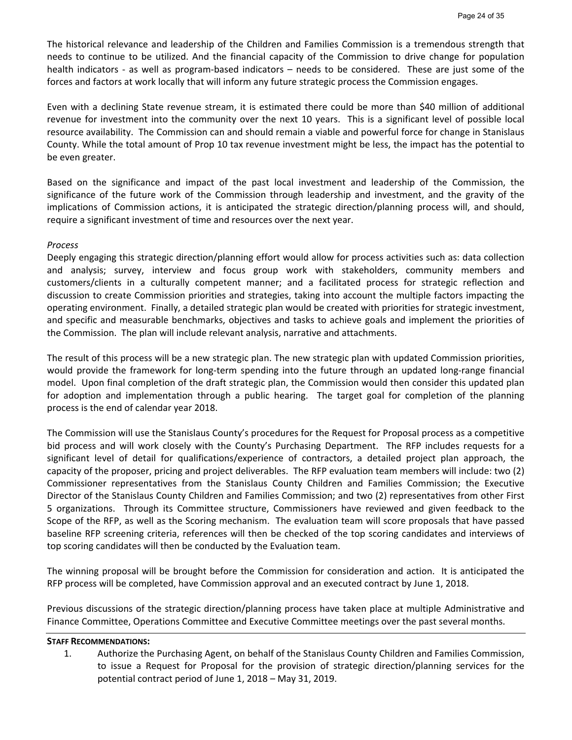The historical relevance and leadership of the Children and Families Commission is a tremendous strength that needs to continue to be utilized. And the financial capacity of the Commission to drive change for population health indicators - as well as program-based indicators – needs to be considered. These are just some of the forces and factors at work locally that will inform any future strategic process the Commission engages.

Even with a declining State revenue stream, it is estimated there could be more than $40 million of additional revenue for investment into the community over the next 10 years. This is a significant level of possible local resource availability. The Commission can and should remain a viable and powerful force for change in Stanislaus County. While the total amount of Prop 10 tax revenue investment might be less, the impact has the potential to be even greater.

Based on the significance and impact of the past local investment and leadership of the Commission, the significance of the future work of the Commission through leadership and investment, and the gravity of the implications of Commission actions, it is anticipated the strategic direction/planning process will, and should, require a significant investment of time and resources over the next year.

*Process*

Deeply engaging this strategic direction/planning effort would allow for process activities such as: data collection and analysis; survey, interview and focus group work with stakeholders, community members and customers/clients in a culturally competent manner; and a facilitated process for strategic reflection and discussion to create Commission priorities and strategies, taking into account the multiple factors impacting the operating environment. Finally, a detailed strategic plan would be created with priorities for strategic investment, and specific and measurable benchmarks, objectives and tasks to achieve goals and implement the priorities of the Commission. The plan will include relevant analysis, narrative and attachments.

The result of this process will be a new strategic plan. The new strategic plan with updated Commission priorities, would provide the framework for long-term spending into the future through an updated long-range financial model. Upon final completion of the draft strategic plan, the Commission would then consider this updated plan for adoption and implementation through a public hearing. The target goal for completion of the planning process is the end of calendar year 2018.

The Commission will use the Stanislaus County's procedures for the Request for Proposal process as a competitive bid process and will work closely with the County's Purchasing Department. The RFP includes requests for a significant level of detail for qualifications/experience of contractors, a detailed project plan approach, the capacity of the proposer, pricing and project deliverables. The RFP evaluation team members will include: two (2) Commissioner representatives from the Stanislaus County Children and Families Commission; the Executive Director of the Stanislaus County Children and Families Commission; and two (2) representatives from other First 5 organizations. Through its Committee structure, Commissioners have reviewed and given feedback to the Scope of the RFP, as well as the Scoring mechanism. The evaluation team will score proposals that have passed baseline RFP screening criteria, references will then be checked of the top scoring candidates and interviews of top scoring candidates will then be conducted by the Evaluation team.

The winning proposal will be brought before the Commission for consideration and action. It is anticipated the RFP process will be completed, have Commission approval and an executed contract by June 1, 2018.

Previous discussions of the strategic direction/planning process have taken place at multiple Administrative and Finance Committee, Operations Committee and Executive Committee meetings over the past several months.

**STAFF RECOMMENDATIONS:**

1. Authorize the Purchasing Agent, on behalf of the Stanislaus County Children and Families Commission, to issue a Request for Proposal for the provision of strategic direction/planning services for the potential contract period of June 1, 2018 – May 31, 2019.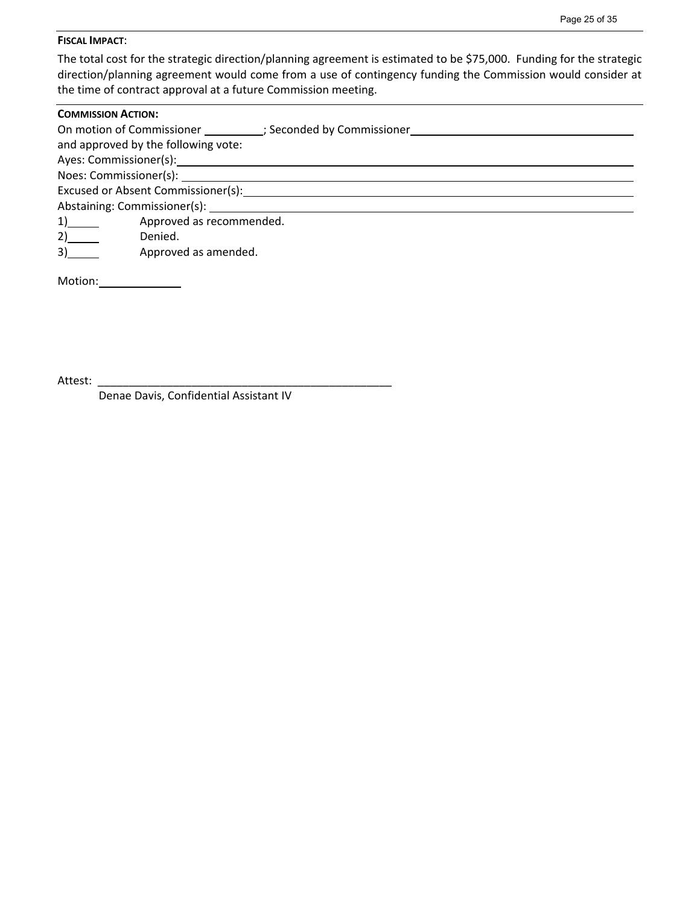**FISCAL IMPACT**:

The total cost for the strategic direction/planning agreement is estimated to be $75,000. Funding for the strategic direction/planning agreement would come from a use of contingency funding the Commission would consider at the time of contract approval at a future Commission meeting.

---

**COMMISSION ACTION:**

On motion of Commissioner __________; Seconded by Commissioner ______________________________________
and approved by the following vote:
Ayes: Commissioner(s): ______________________________________________________________
Noes: Commissioner(s): ______________________________________________________________
Excused or Absent Commissioner(s): ____________________________________________________
Abstaining: Commissioner(s): _________________________________________________________

1)_____ Approved as recommended.
2)_____ Denied.
3)_____ Approved as amended.

Motion: ______________

Attest: ________________________________________________
Denae Davis, Confidential Assistant IV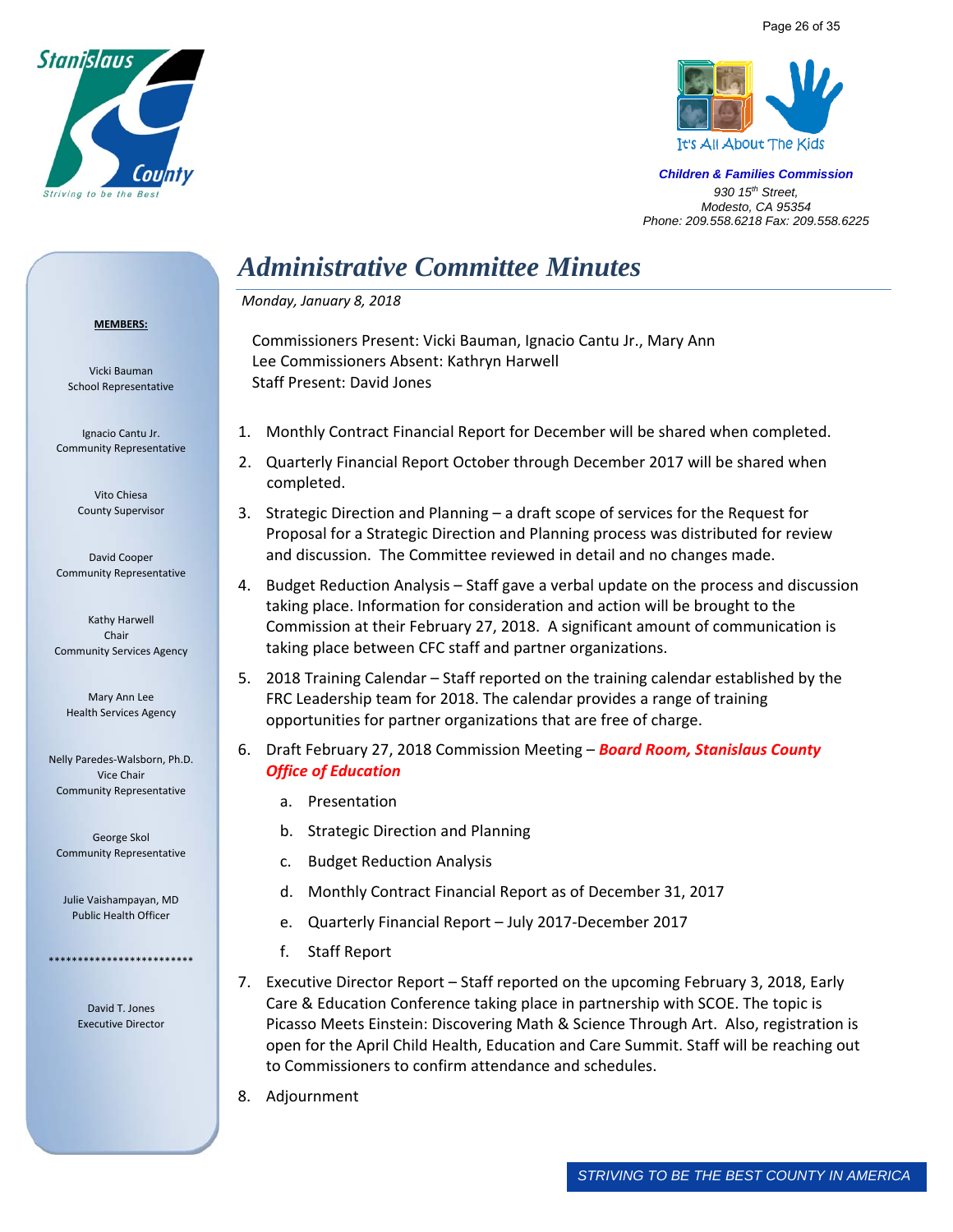Children & Families Commission
930 15th Street,
Modesto, CA 95354
Phone: 209.558.6218 Fax: 209.558.6225

# *Administrative Committee Minutes*

*Monday, January 8, 2018*

Commissioners Present: Vicki Bauman, Ignacio Cantu Jr., Mary Ann
Lee Commissioners Absent: Kathryn Harwell
Staff Present: David Jones

1. Monthly Contract Financial Report for December will be shared when completed.
2. Quarterly Financial Report October through December 2017 will be shared when completed.
3. Strategic Direction and Planning – a draft scope of services for the Request for Proposal for a Strategic Direction and Planning process was distributed for review and discussion. The Committee reviewed in detail and no changes made.
4. Budget Reduction Analysis – Staff gave a verbal update on the process and discussion taking place. Information for consideration and action will be brought to the Commission at their February 27, 2018. A significant amount of communication is taking place between CFC staff and partner organizations.
5. 2018 Training Calendar – Staff reported on the training calendar established by the FRC Leadership team for 2018. The calendar provides a range of training opportunities for partner organizations that are free of charge.
6. Draft February 27, 2018 Commission Meeting – ***Board Room, Stanislaus County Office of Education***
   a. Presentation
   b. Strategic Direction and Planning
   c. Budget Reduction Analysis
   d. Monthly Contract Financial Report as of December 31, 2017
   e. Quarterly Financial Report – July 2017-December 2017
   f. Staff Report
7. Executive Director Report – Staff reported on the upcoming February 3, 2018, Early Care & Education Conference taking place in partnership with SCOE. The topic is Picasso Meets Einstein: Discovering Math & Science Through Art. Also, registration is open for the April Child Health, Education and Care Summit. Staff will be reaching out to Commissioners to confirm attendance and schedules.
8. Adjournment

**MEMBERS:**

Vicki Bauman
School Representative

Ignacio Cantu Jr.
Community Representative

Vito Chiesa
County Supervisor

David Cooper
Community Representative

Kathy Harwell
Chair
Community Services Agency

Mary Ann Lee
Health Services Agency

Nelly Paredes-Walsborn, Ph.D.
Vice Chair
Community Representative

George Skol
Community Representative

Julie Vaishampayan, MD
Public Health Officer

*************************

David T. Jones
Executive Director

STRIVING TO BE THE BEST COUNTY IN AMERICA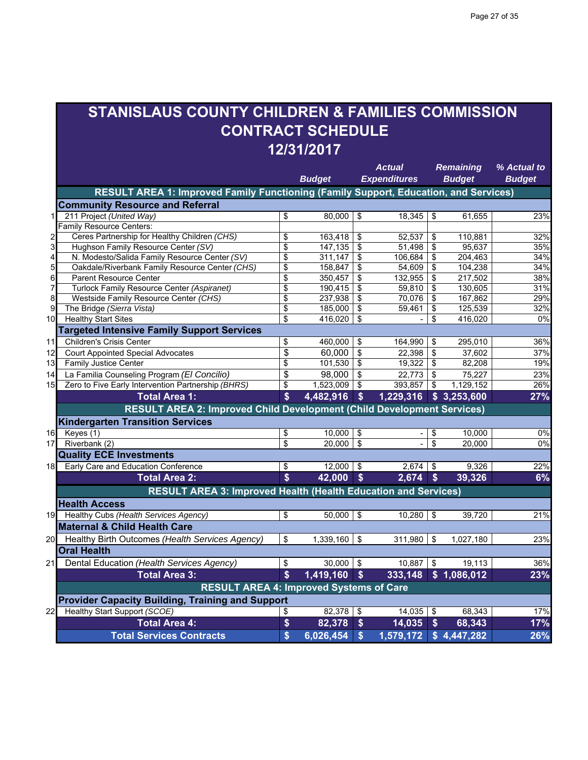# STANISLAUS COUNTY CHILDREN & FAMILIES COMMISSION
# CONTRACT SCHEDULE
# 12/31/2017

| # | | Budget | Actual Expenditures | Remaining Budget | % Actual to Budget |
|---|---|---|---|---|---|
| | **RESULT AREA 1: Improved Family Functioning (Family Support, Education, and Services)** | | | | |
| | **Community Resource and Referral** | | | | |
| 1 | 211 Project *(United Way)* | $ 80,000 | $ 18,345 | $ 61,655 | 23% |
| | Family Resource Centers: | | | | |
| 2 | Ceres Partnership for Healthy Children *(CHS)* | $ 163,418 | $ 52,537 | $ 110,881 | 32% |
| 3 | Hughson Family Resource Center *(SV)* | $ 147,135 | $ 51,498 | $ 95,637 | 35% |
| 4 | N. Modesto/Salida Family Resource Center *(SV)* | $ 311,147 | $ 106,684 | $ 204,463 | 34% |
| 5 | Oakdale/Riverbank Family Resource Center *(CHS)* | $ 158,847 | $ 54,609 | $ 104,238 | 34% |
| 6 | Parent Resource Center | $ 350,457 | $ 132,955 | $ 217,502 | 38% |
| 7 | Turlock Family Resource Center *(Aspiranet)* | $ 190,415 | $ 59,810 | $ 130,605 | 31% |
| 8 | Westside Family Resource Center *(CHS)* | $ 237,938 | $ 70,076 | $ 167,862 | 29% |
| 9 | The Bridge *(Sierra Vista)* | $ 185,000 | $ 59,461 | $ 125,539 | 32% |
| 10 | Healthy Start Sites | $ 416,020 | $ - | $ 416,020 | 0% |
| | **Targeted Intensive Family Support Services** | | | | |
| 11 | Children's Crisis Center | $ 460,000 | $ 164,990 | $ 295,010 | 36% |
| 12 | Court Appointed Special Advocates | $ 60,000 | $ 22,398 | $ 37,602 | 37% |
| 13 | Family Justice Center | $ 101,530 | $ 19,322 | $ 82,208 | 19% |
| 14 | La Familia Counseling Program *(El Concilio)* | $ 98,000 | $ 22,773 | $ 75,227 | 23% |
| 15 | Zero to Five Early Intervention Partnership *(BHRS)* | $ 1,523,009 | $ 393,857 | $ 1,129,152 | 26% |
| | **Total Area 1:** | **$ 4,482,916** | **$ 1,229,316** | **$ 3,253,600** | **27%** |
| | **RESULT AREA 2: Improved Child Development (Child Development Services)** | | | | |
| | **Kindergarten Transition Services** | | | | |
| 16 | Keyes (1) | $ 10,000 | $ - | $ 10,000 | 0% |
| 17 | Riverbank (2) | $ 20,000 | $ - | $ 20,000 | 0% |
| | **Quality ECE Investments** | | | | |
| 18 | Early Care and Education Conference | $ 12,000 | $ 2,674 | $ 9,326 | 22% |
| | **Total Area 2:** | **$ 42,000** | **$ 2,674** | **$ 39,326** | **6%** |
| | **RESULT AREA 3: Improved Health (Health Education and Services)** | | | | |
| | **Health Access** | | | | |
| 19 | Healthy Cubs *(Health Services Agency)* | $ 50,000 | $ 10,280 | $ 39,720 | 21% |
| | **Maternal & Child Health Care** | | | | |
| 20 | Healthy Birth Outcomes *(Health Services Agency)* | $ 1,339,160 | $ 311,980 | $ 1,027,180 | 23% |
| | **Oral Health** | | | | |
| 21 | Dental Education *(Health Services Agency)* | $ 30,000 | $ 10,887 | $ 19,113 | 36% |
| | **Total Area 3:** | **$ 1,419,160** | **$ 333,148** | **$ 1,086,012** | **23%** |
| | **RESULT AREA 4: Improved Systems of Care** | | | | |
| | **Provider Capacity Building, Training and Support** | | | | |
| 22 | Healthy Start Support *(SCOE)* | $ 82,378 | $ 14,035 | $ 68,343 | 17% |
| | **Total Area 4:** | **$ 82,378** | **$ 14,035** | **$ 68,343** | **17%** |
| | **Total Services Contracts** | **$ 6,026,454** | **$ 1,579,172** | **$ 4,447,282** | **26%** |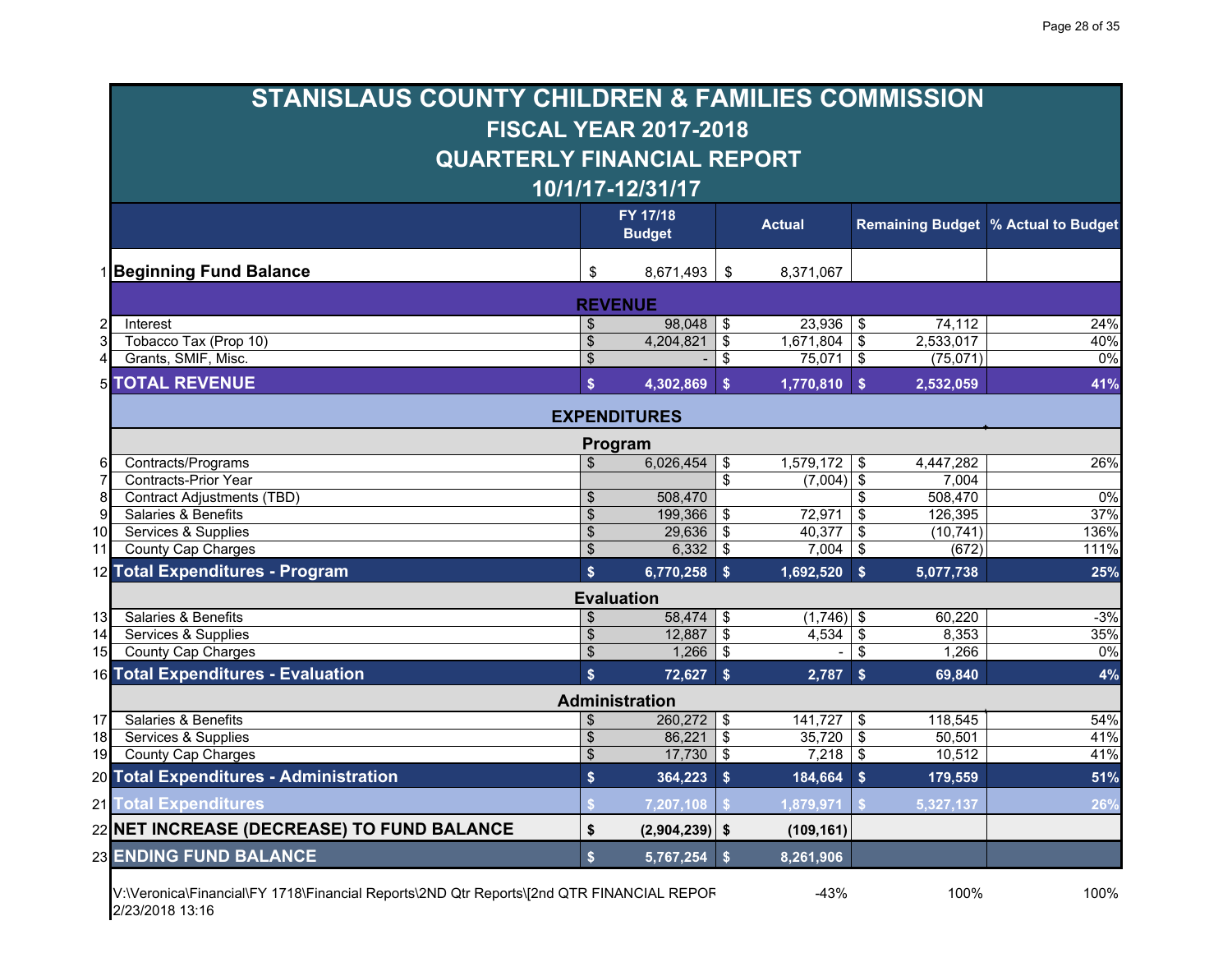# STANISLAUS COUNTY CHILDREN & FAMILIES COMMISSION
## FISCAL YEAR 2017-2018
## QUARTERLY FINANCIAL REPORT
## 10/1/17-12/31/17

| | | FY 17/18 Budget | Actual | Remaining Budget | % Actual to Budget |
|---|---|---|---|---|---|
| 1 | **Beginning Fund Balance** | $ 8,671,493 | $ 8,371,067 | | |
| | **REVENUE** | | | | |
| 2 | Interest | $ 98,048 | $ 23,936 | $ 74,112 | 24% |
| 3 | Tobacco Tax (Prop 10) | $ 4,204,821 | $ 1,671,804 | $ 2,533,017 | 40% |
| 4 | Grants, SMIF, Misc. | $ - | $ 75,071 | $ (75,071) | 0% |
| 5 | **TOTAL REVENUE** | **$ 4,302,869** | **$ 1,770,810** | **$ 2,532,059** | **41%** |
| | **EXPENDITURES** | | | | |
| | **Program** | | | | |
| 6 | Contracts/Programs | $ 6,026,454 | $ 1,579,172 | $ 4,447,282 | 26% |
| 7 | Contracts-Prior Year | | $ (7,004) | $ 7,004 | |
| 8 | Contract Adjustments (TBD) | $ 508,470 | | $ 508,470 | 0% |
| 9 | Salaries & Benefits | $ 199,366 | $ 72,971 | $ 126,395 | 37% |
| 10 | Services & Supplies | $ 29,636 | $ 40,377 | $ (10,741) | 136% |
| 11 | County Cap Charges | $ 6,332 | $ 7,004 | $ (672) | 111% |
| 12 | **Total Expenditures - Program** | **$ 6,770,258** | **$ 1,692,520** | **$ 5,077,738** | **25%** |
| | **Evaluation** | | | | |
| 13 | Salaries & Benefits | $ 58,474 | $ (1,746) | $ 60,220 | -3% |
| 14 | Services & Supplies | $ 12,887 | $ 4,534 | $ 8,353 | 35% |
| 15 | County Cap Charges | $ 1,266 | $ - | $ 1,266 | 0% |
| 16 | **Total Expenditures - Evaluation** | **$ 72,627** | **$ 2,787** | **$ 69,840** | **4%** |
| | **Administration** | | | | |
| 17 | Salaries & Benefits | $ 260,272 | $ 141,727 | $ 118,545 | 54% |
| 18 | Services & Supplies | $ 86,221 | $ 35,720 | $ 50,501 | 41% |
| 19 | County Cap Charges | $ 17,730 | $ 7,218 | $ 10,512 | 41% |
| 20 | **Total Expenditures - Administration** | **$ 364,223** | **$ 184,664** | **$ 179,559** | **51%** |
| 21 | **Total Expenditures** | **$ 7,207,108** | **$ 1,879,971** | **$ 5,327,137** | **26%** |
| 22 | **NET INCREASE (DECREASE) TO FUND BALANCE** | **$ (2,904,239)** | **$ (109,161)** | | |
| 23 | **ENDING FUND BALANCE** | **$ 5,767,254** | **$ 8,261,906** | | |
| | | | -43% | 100% | 100% |

V:\Veronica\Financial\FY 1718\Financial Reports\2ND Qtr Reports\[2nd QTR FINANCIAL REPOR
2/23/2018 13:16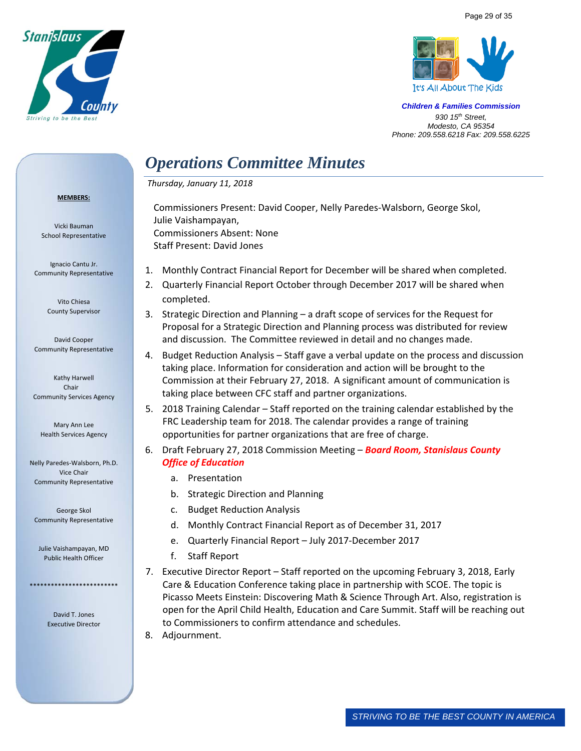Children & Families Commission

930 15th Street,
Modesto, CA 95354
Phone: 209.558.6218 Fax: 209.558.6225

**MEMBERS:**

Vicki Bauman
School Representative

Ignacio Cantu Jr.
Community Representative

Vito Chiesa
County Supervisor

David Cooper
Community Representative

Kathy Harwell
Chair
Community Services Agency

Mary Ann Lee
Health Services Agency

Nelly Paredes-Walsborn, Ph.D.
Vice Chair
Community Representative

George Skol
Community Representative

Julie Vaishampayan, MD
Public Health Officer

*************************

David T. Jones
Executive Director

# Operations Committee Minutes

*Thursday, January 11, 2018*

Commissioners Present: David Cooper, Nelly Paredes-Walsborn, George Skol, Julie Vaishampayan,
Commissioners Absent: None
Staff Present: David Jones

1. Monthly Contract Financial Report for December will be shared when completed.
2. Quarterly Financial Report October through December 2017 will be shared when completed.
3. Strategic Direction and Planning – a draft scope of services for the Request for Proposal for a Strategic Direction and Planning process was distributed for review and discussion. The Committee reviewed in detail and no changes made.
4. Budget Reduction Analysis – Staff gave a verbal update on the process and discussion taking place. Information for consideration and action will be brought to the Commission at their February 27, 2018. A significant amount of communication is taking place between CFC staff and partner organizations.
5. 2018 Training Calendar – Staff reported on the training calendar established by the FRC Leadership team for 2018. The calendar provides a range of training opportunities for partner organizations that are free of charge.
6. Draft February 27, 2018 Commission Meeting – ***Board Room, Stanislaus County Office of Education***
   a. Presentation
   b. Strategic Direction and Planning
   c. Budget Reduction Analysis
   d. Monthly Contract Financial Report as of December 31, 2017
   e. Quarterly Financial Report – July 2017-December 2017
   f. Staff Report
7. Executive Director Report – Staff reported on the upcoming February 3, 2018, Early Care & Education Conference taking place in partnership with SCOE. The topic is Picasso Meets Einstein: Discovering Math & Science Through Art. Also, registration is open for the April Child Health, Education and Care Summit. Staff will be reaching out to Commissioners to confirm attendance and schedules.
8. Adjournment.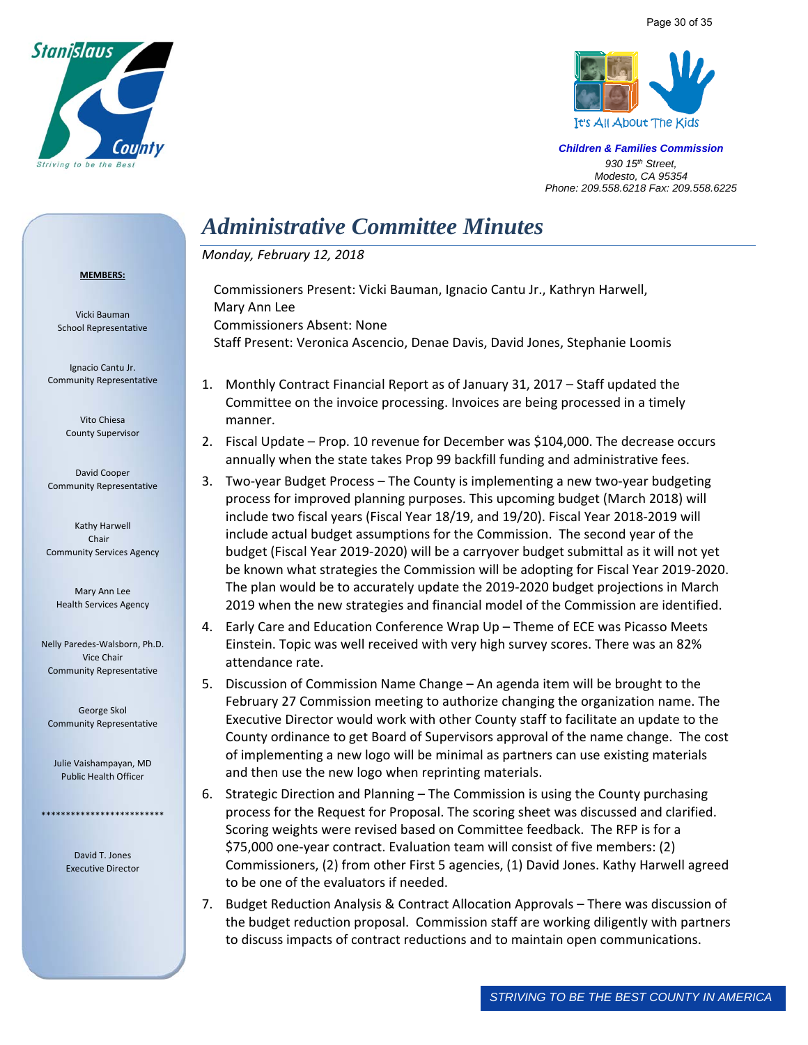Children & Families Commission
930 15th Street,
Modesto, CA 95354
Phone: 209.558.6218 Fax: 209.558.6225

# Administrative Committee Minutes

*Monday, February 12, 2018*

Commissioners Present: Vicki Bauman, Ignacio Cantu Jr., Kathryn Harwell, Mary Ann Lee
Commissioners Absent: None
Staff Present: Veronica Ascencio, Denae Davis, David Jones, Stephanie Loomis

1. Monthly Contract Financial Report as of January 31, 2017 – Staff updated the Committee on the invoice processing. Invoices are being processed in a timely manner.
2. Fiscal Update – Prop. 10 revenue for December was $104,000. The decrease occurs annually when the state takes Prop 99 backfill funding and administrative fees.
3. Two-year Budget Process – The County is implementing a new two-year budgeting process for improved planning purposes. This upcoming budget (March 2018) will include two fiscal years (Fiscal Year 18/19, and 19/20). Fiscal Year 2018-2019 will include actual budget assumptions for the Commission. The second year of the budget (Fiscal Year 2019-2020) will be a carryover budget submittal as it will not yet be known what strategies the Commission will be adopting for Fiscal Year 2019-2020. The plan would be to accurately update the 2019-2020 budget projections in March 2019 when the new strategies and financial model of the Commission are identified.
4. Early Care and Education Conference Wrap Up – Theme of ECE was Picasso Meets Einstein. Topic was well received with very high survey scores. There was an 82% attendance rate.
5. Discussion of Commission Name Change – An agenda item will be brought to the February 27 Commission meeting to authorize changing the organization name. The Executive Director would work with other County staff to facilitate an update to the County ordinance to get Board of Supervisors approval of the name change. The cost of implementing a new logo will be minimal as partners can use existing materials and then use the new logo when reprinting materials.
6. Strategic Direction and Planning – The Commission is using the County purchasing process for the Request for Proposal. The scoring sheet was discussed and clarified. Scoring weights were revised based on Committee feedback. The RFP is for a $75,000 one-year contract. Evaluation team will consist of five members: (2) Commissioners, (2) from other First 5 agencies, (1) David Jones. Kathy Harwell agreed to be one of the evaluators if needed.
7. Budget Reduction Analysis & Contract Allocation Approvals – There was discussion of the budget reduction proposal. Commission staff are working diligently with partners to discuss impacts of contract reductions and to maintain open communications.

**MEMBERS:**

Vicki Bauman
School Representative

Ignacio Cantu Jr.
Community Representative

Vito Chiesa
County Supervisor

David Cooper
Community Representative

Kathy Harwell
Chair
Community Services Agency

Mary Ann Lee
Health Services Agency

Nelly Paredes-Walsborn, Ph.D.
Vice Chair
Community Representative

George Skol
Community Representative

Julie Vaishampayan, MD
Public Health Officer

*************************

David T. Jones
Executive Director

STRIVING TO BE THE BEST COUNTY IN AMERICA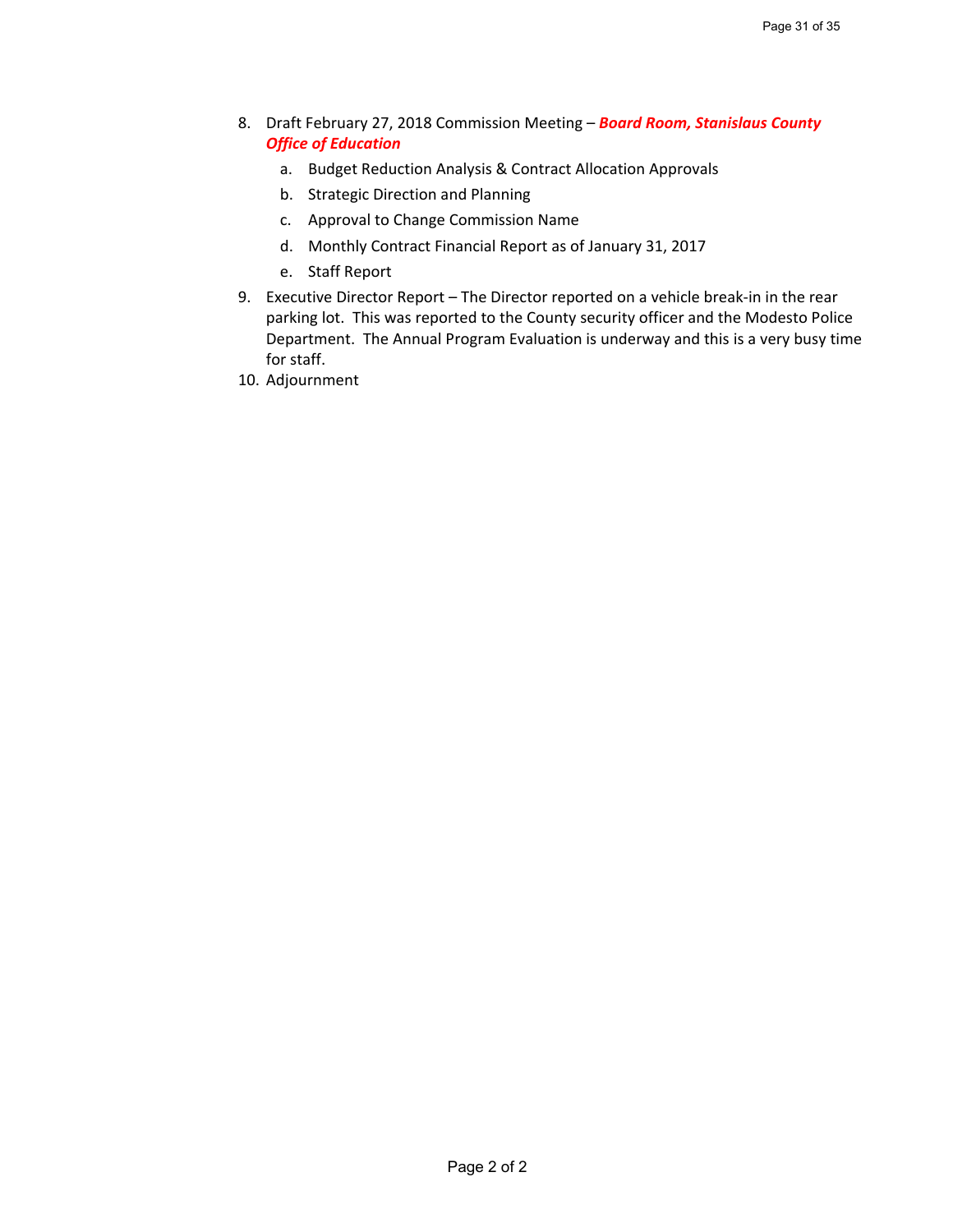8. Draft February 27, 2018 Commission Meeting – ***Board Room, Stanislaus County Office of Education***
   a. Budget Reduction Analysis & Contract Allocation Approvals
   b. Strategic Direction and Planning
   c. Approval to Change Commission Name
   d. Monthly Contract Financial Report as of January 31, 2017
   e. Staff Report
9. Executive Director Report – The Director reported on a vehicle break-in in the rear parking lot. This was reported to the County security officer and the Modesto Police Department. The Annual Program Evaluation is underway and this is a very busy time for staff.
10. Adjournment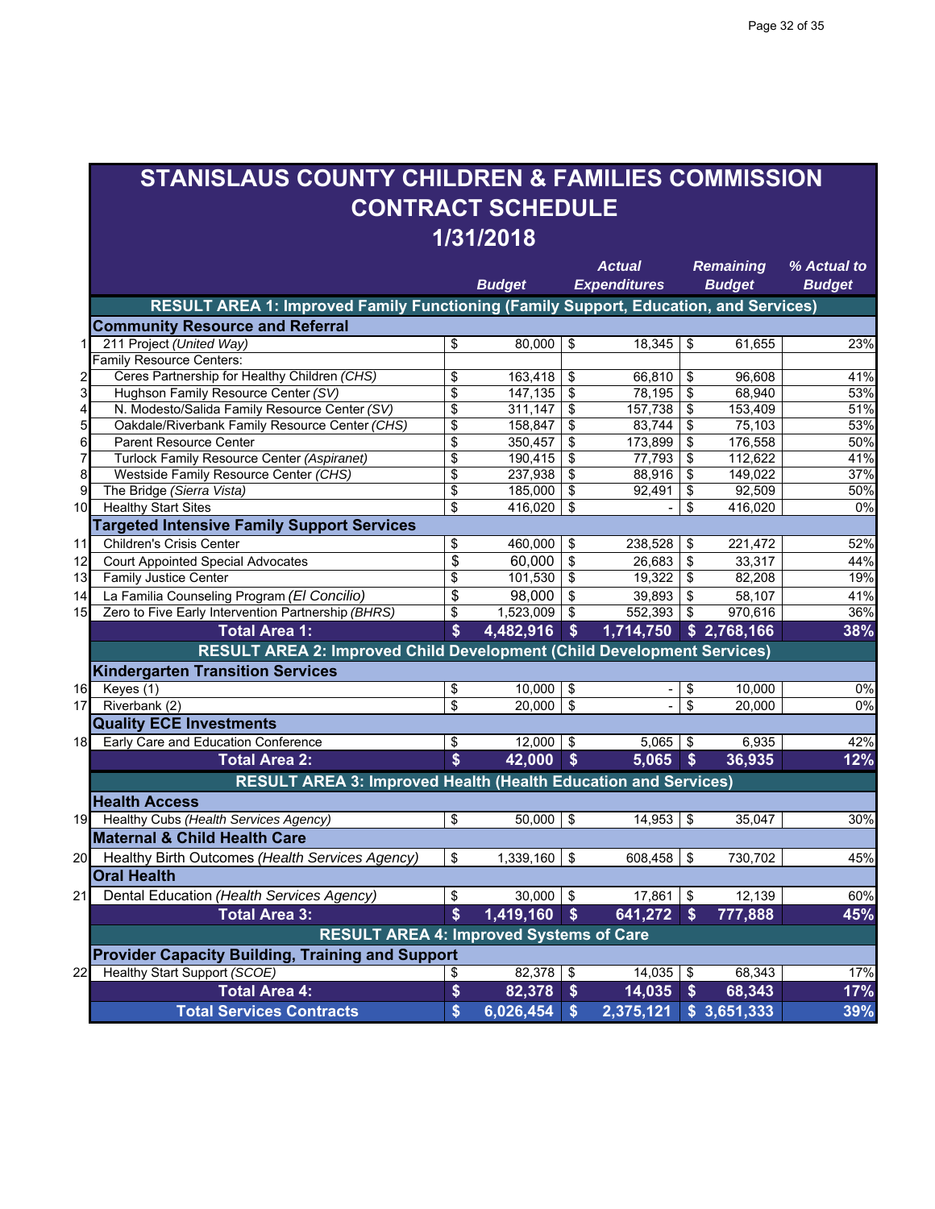# STANISLAUS COUNTY CHILDREN & FAMILIES COMMISSION
# CONTRACT SCHEDULE
# 1/31/2018

| # | | Budget | Actual Expenditures | Remaining Budget | % Actual to Budget |
|---|---|---|---|---|---|
| | **RESULT AREA 1: Improved Family Functioning (Family Support, Education, and Services)** | | | | |
| | **Community Resource and Referral** | | | | |
| 1 | 211 Project *(United Way)* | $ 80,000 | $ 18,345 | $ 61,655 | 23% |
| | Family Resource Centers: | | | | |
| 2 | Ceres Partnership for Healthy Children *(CHS)* | $ 163,418 | $ 66,810 | $ 96,608 | 41% |
| 3 | Hughson Family Resource Center *(SV)* | $ 147,135 | $ 78,195 | $ 68,940 | 53% |
| 4 | N. Modesto/Salida Family Resource Center *(SV)* | $ 311,147 | $ 157,738 | $ 153,409 | 51% |
| 5 | Oakdale/Riverbank Family Resource Center *(CHS)* | $ 158,847 | $ 83,744 | $ 75,103 | 53% |
| 6 | Parent Resource Center | $ 350,457 | $ 173,899 | $ 176,558 | 50% |
| 7 | Turlock Family Resource Center *(Aspiranet)* | $ 190,415 | $ 77,793 | $ 112,622 | 41% |
| 8 | Westside Family Resource Center *(CHS)* | $ 237,938 | $ 88,916 | $ 149,022 | 37% |
| 9 | The Bridge *(Sierra Vista)* | $ 185,000 | $ 92,491 | $ 92,509 | 50% |
| 10 | Healthy Start Sites | $ 416,020 | $ - | $ 416,020 | 0% |
| | **Targeted Intensive Family Support Services** | | | | |
| 11 | Children's Crisis Center | $ 460,000 | $ 238,528 | $ 221,472 | 52% |
| 12 | Court Appointed Special Advocates | $ 60,000 | $ 26,683 | $ 33,317 | 44% |
| 13 | Family Justice Center | $ 101,530 | $ 19,322 | $ 82,208 | 19% |
| 14 | La Familia Counseling Program *(El Concilio)* | $ 98,000 | $ 39,893 | $ 58,107 | 41% |
| 15 | Zero to Five Early Intervention Partnership *(BHRS)* | $ 1,523,009 | $ 552,393 | $ 970,616 | 36% |
| | **Total Area 1:** | **$ 4,482,916** | **$ 1,714,750** | **$ 2,768,166** | **38%** |
| | **RESULT AREA 2: Improved Child Development (Child Development Services)** | | | | |
| | **Kindergarten Transition Services** | | | | |
| 16 | Keyes (1) | $ 10,000 | $ - | $ 10,000 | 0% |
| 17 | Riverbank (2) | $ 20,000 | $ - | $ 20,000 | 0% |
| | **Quality ECE Investments** | | | | |
| 18 | Early Care and Education Conference | $ 12,000 | $ 5,065 | $ 6,935 | 42% |
| | **Total Area 2:** | **$ 42,000** | **$ 5,065** | **$ 36,935** | **12%** |
| | **RESULT AREA 3: Improved Health (Health Education and Services)** | | | | |
| | **Health Access** | | | | |
| 19 | Healthy Cubs *(Health Services Agency)* | $ 50,000 | $ 14,953 | $ 35,047 | 30% |
| | **Maternal & Child Health Care** | | | | |
| 20 | Healthy Birth Outcomes *(Health Services Agency)* | $ 1,339,160 | $ 608,458 | $ 730,702 | 45% |
| | **Oral Health** | | | | |
| 21 | Dental Education *(Health Services Agency)* | $ 30,000 | $ 17,861 | $ 12,139 | 60% |
| | **Total Area 3:** | **$ 1,419,160** | **$ 641,272** | **$ 777,888** | **45%** |
| | **RESULT AREA 4: Improved Systems of Care** | | | | |
| | **Provider Capacity Building, Training and Support** | | | | |
| 22 | Healthy Start Support *(SCOE)* | $ 82,378 | $ 14,035 | $ 68,343 | 17% |
| | **Total Area 4:** | **$ 82,378** | **$ 14,035** | **$ 68,343** | **17%** |
| | **Total Services Contracts** | **$ 6,026,454** | **$ 2,375,121** | **$ 3,651,333** | **39%** |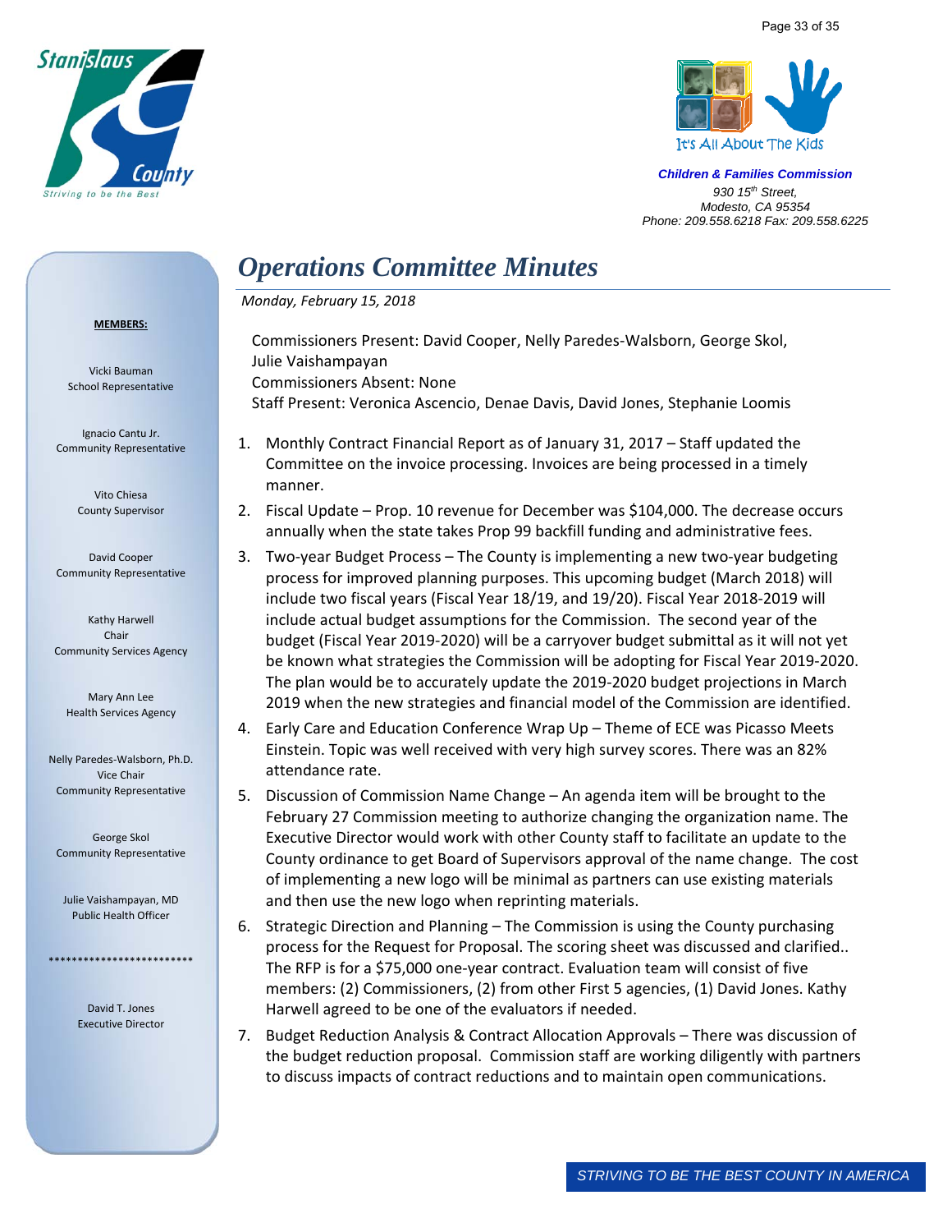Children & Families Commission

930 15th Street,
Modesto, CA 95354
Phone: 209.558.6218 Fax: 209.558.6225

**MEMBERS:**

Vicki Bauman
School Representative

Ignacio Cantu Jr.
Community Representative

Vito Chiesa
County Supervisor

David Cooper
Community Representative

Kathy Harwell
Chair
Community Services Agency

Mary Ann Lee
Health Services Agency

Nelly Paredes-Walsborn, Ph.D.
Vice Chair
Community Representative

George Skol
Community Representative

Julie Vaishampayan, MD
Public Health Officer

*************************

David T. Jones
Executive Director

# Operations Committee Minutes

*Monday, February 15, 2018*

Commissioners Present: David Cooper, Nelly Paredes-Walsborn, George Skol, Julie Vaishampayan
Commissioners Absent: None
Staff Present: Veronica Ascencio, Denae Davis, David Jones, Stephanie Loomis

1. Monthly Contract Financial Report as of January 31, 2017 – Staff updated the Committee on the invoice processing. Invoices are being processed in a timely manner.
2. Fiscal Update – Prop. 10 revenue for December was $104,000. The decrease occurs annually when the state takes Prop 99 backfill funding and administrative fees.
3. Two-year Budget Process – The County is implementing a new two-year budgeting process for improved planning purposes. This upcoming budget (March 2018) will include two fiscal years (Fiscal Year 18/19, and 19/20). Fiscal Year 2018-2019 will include actual budget assumptions for the Commission. The second year of the budget (Fiscal Year 2019-2020) will be a carryover budget submittal as it will not yet be known what strategies the Commission will be adopting for Fiscal Year 2019-2020. The plan would be to accurately update the 2019-2020 budget projections in March 2019 when the new strategies and financial model of the Commission are identified.
4. Early Care and Education Conference Wrap Up – Theme of ECE was Picasso Meets Einstein. Topic was well received with very high survey scores. There was an 82% attendance rate.
5. Discussion of Commission Name Change – An agenda item will be brought to the February 27 Commission meeting to authorize changing the organization name. The Executive Director would work with other County staff to facilitate an update to the County ordinance to get Board of Supervisors approval of the name change. The cost of implementing a new logo will be minimal as partners can use existing materials and then use the new logo when reprinting materials.
6. Strategic Direction and Planning – The Commission is using the County purchasing process for the Request for Proposal. The scoring sheet was discussed and clarified.. The RFP is for a $75,000 one-year contract. Evaluation team will consist of five members: (2) Commissioners, (2) from other First 5 agencies, (1) David Jones. Kathy Harwell agreed to be one of the evaluators if needed.
7. Budget Reduction Analysis & Contract Allocation Approvals – There was discussion of the budget reduction proposal. Commission staff are working diligently with partners to discuss impacts of contract reductions and to maintain open communications.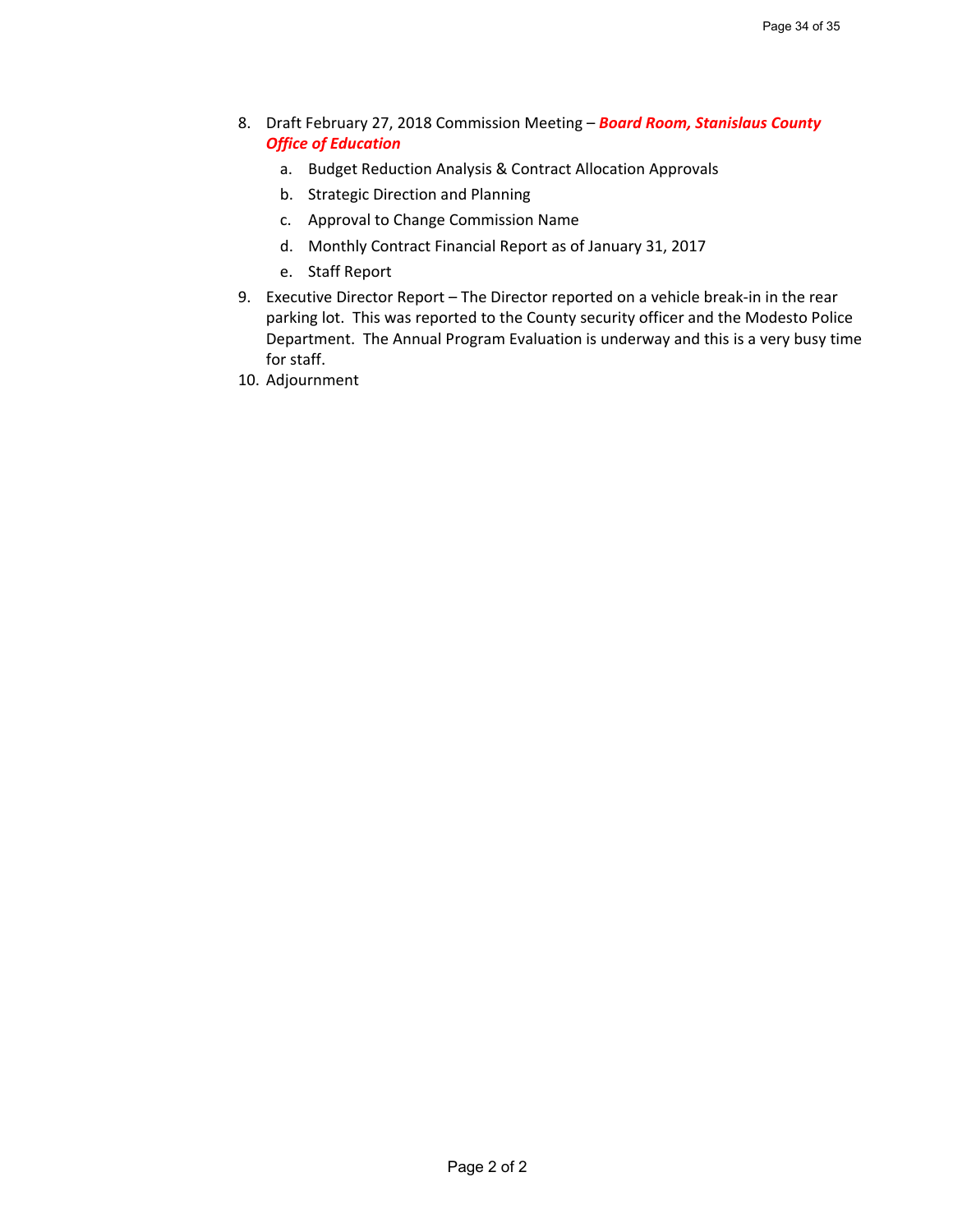8. Draft February 27, 2018 Commission Meeting – ***Board Room, Stanislaus County Office of Education***
    a. Budget Reduction Analysis & Contract Allocation Approvals
    b. Strategic Direction and Planning
    c. Approval to Change Commission Name
    d. Monthly Contract Financial Report as of January 31, 2017
    e. Staff Report
9. Executive Director Report – The Director reported on a vehicle break-in in the rear parking lot. This was reported to the County security officer and the Modesto Police Department. The Annual Program Evaluation is underway and this is a very busy time for staff.
10. Adjournment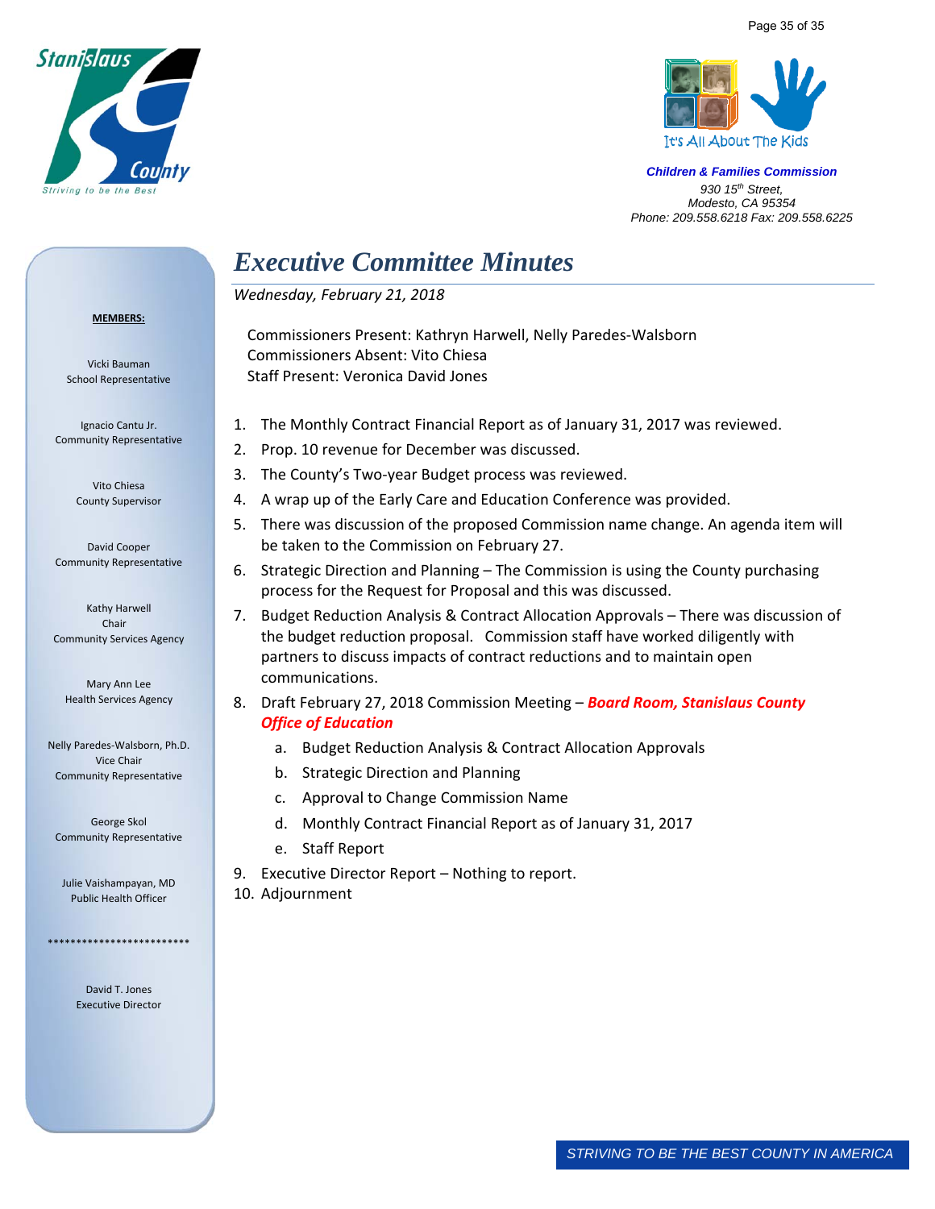Children & Families Commission

*930 15th Street,*
*Modesto, CA 95354*
*Phone: 209.558.6218 Fax: 209.558.6225*

**MEMBERS:**

Vicki Bauman
School Representative

Ignacio Cantu Jr.
Community Representative

Vito Chiesa
County Supervisor

David Cooper
Community Representative

Kathy Harwell
Chair
Community Services Agency

Mary Ann Lee
Health Services Agency

Nelly Paredes-Walsborn, Ph.D.
Vice Chair
Community Representative

George Skol
Community Representative

Julie Vaishampayan, MD
Public Health Officer

*************************

David T. Jones
Executive Director

# *Executive Committee Minutes*

*Wednesday, February 21, 2018*

Commissioners Present: Kathryn Harwell, Nelly Paredes-Walsborn
Commissioners Absent: Vito Chiesa
Staff Present: Veronica David Jones

1. The Monthly Contract Financial Report as of January 31, 2017 was reviewed.
2. Prop. 10 revenue for December was discussed.
3. The County's Two-year Budget process was reviewed.
4. A wrap up of the Early Care and Education Conference was provided.
5. There was discussion of the proposed Commission name change. An agenda item will be taken to the Commission on February 27.
6. Strategic Direction and Planning – The Commission is using the County purchasing process for the Request for Proposal and this was discussed.
7. Budget Reduction Analysis & Contract Allocation Approvals – There was discussion of the budget reduction proposal. Commission staff have worked diligently with partners to discuss impacts of contract reductions and to maintain open communications.
8. Draft February 27, 2018 Commission Meeting – ***Board Room, Stanislaus County Office of Education***
   a. Budget Reduction Analysis & Contract Allocation Approvals
   b. Strategic Direction and Planning
   c. Approval to Change Commission Name
   d. Monthly Contract Financial Report as of January 31, 2017
   e. Staff Report
9. Executive Director Report – Nothing to report.
10. Adjournment

*STRIVING TO BE THE BEST COUNTY IN AMERICA*